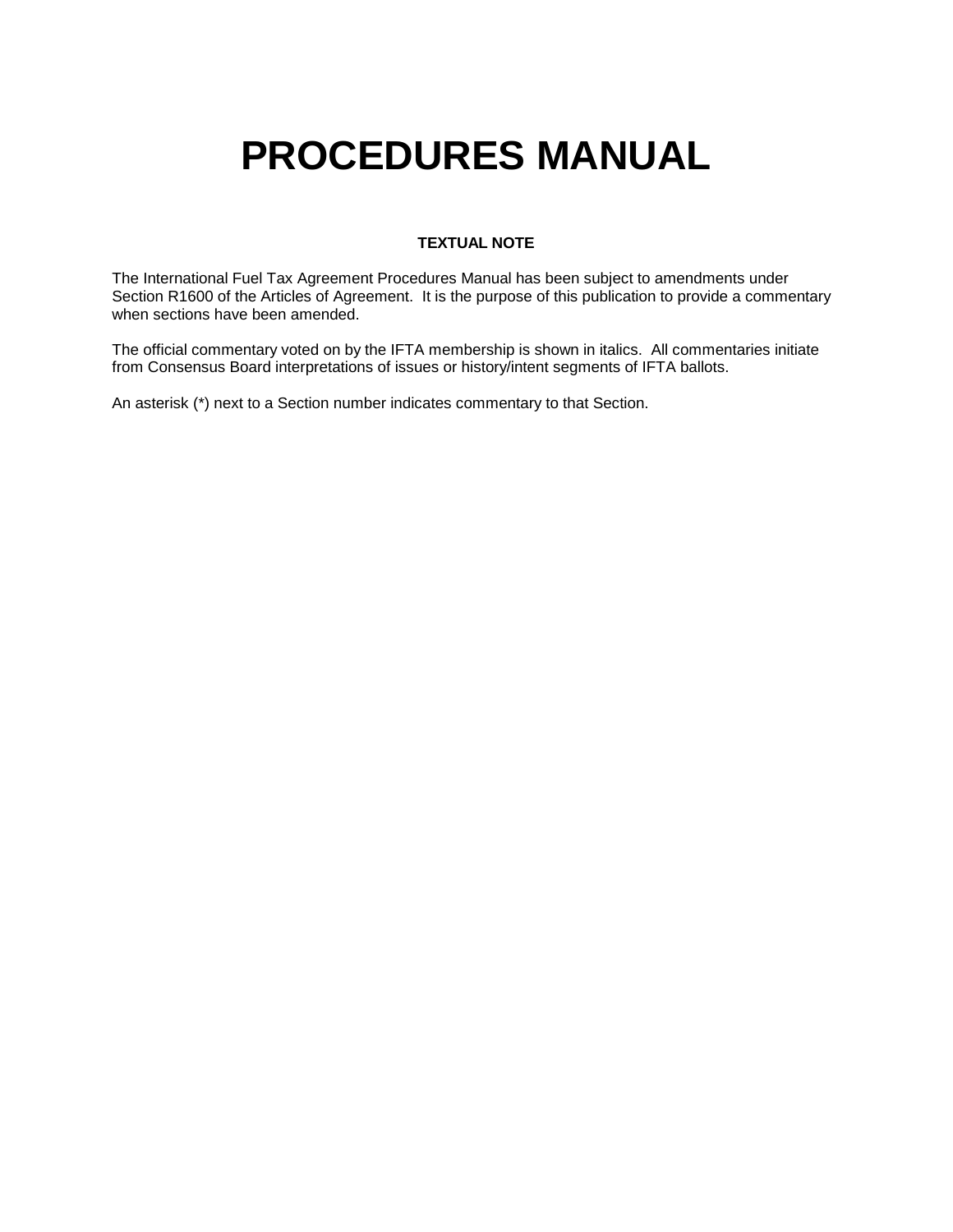# PROCEDURES MANUAL

**TEXTUAL NOTE**

The International Fuel Tax Agreement Procedures Manual has been subject to amendments under Section R1600 of the Articles of Agreement. It is the purpose of this publication to provide a commentary when sections have been amended.

The official commentary voted on by the IFTA membership is shown in italics. All commentaries initiate from Consensus Board interpretations of issues or history/intent segments of IFTA ballots.

An asterisk (*) next to a Section number indicates commentary to that Section.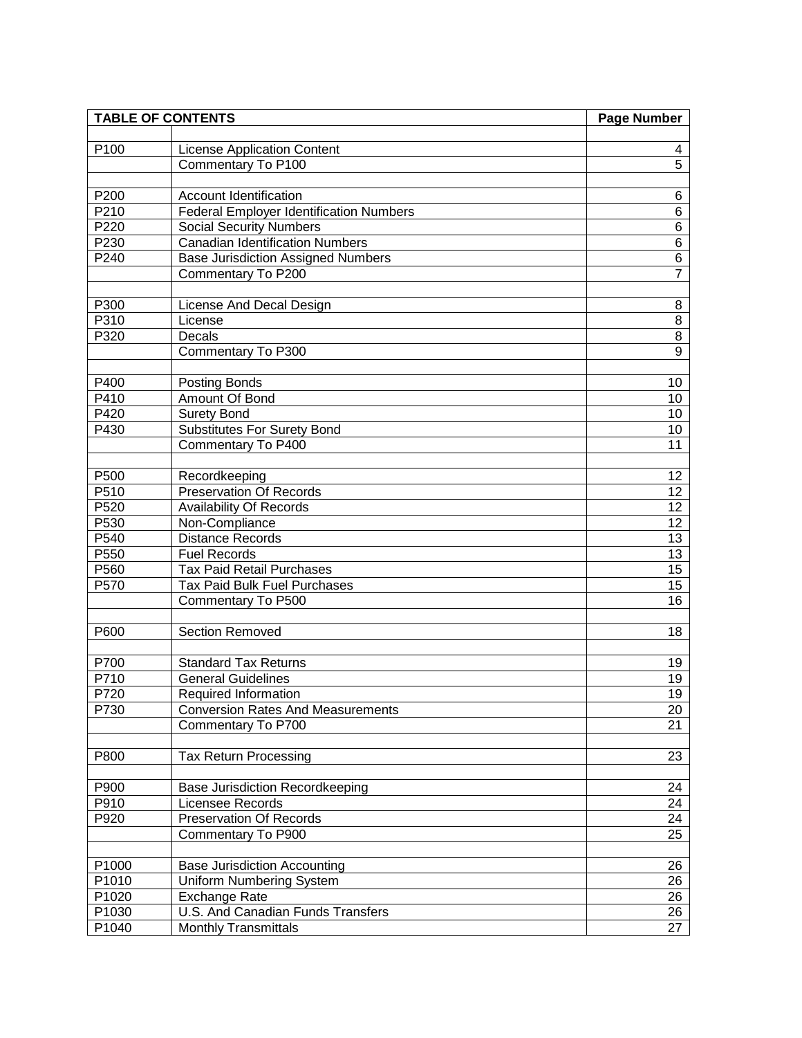| TABLE OF CONTENTS | | Page Number |
|---|---|---|
| | | |
| P100 | License Application Content | 4 |
| | Commentary To P100 | 5 |
| | | |
| P200 | Account Identification | 6 |
| P210 | Federal Employer Identification Numbers | 6 |
| P220 | Social Security Numbers | 6 |
| P230 | Canadian Identification Numbers | 6 |
| P240 | Base Jurisdiction Assigned Numbers | 6 |
| | Commentary To P200 | 7 |
| | | |
| P300 | License And Decal Design | 8 |
| P310 | License | 8 |
| P320 | Decals | 8 |
| | Commentary To P300 | 9 |
| | | |
| P400 | Posting Bonds | 10 |
| P410 | Amount Of Bond | 10 |
| P420 | Surety Bond | 10 |
| P430 | Substitutes For Surety Bond | 10 |
| | Commentary To P400 | 11 |
| | | |
| P500 | Recordkeeping | 12 |
| P510 | Preservation Of Records | 12 |
| P520 | Availability Of Records | 12 |
| P530 | Non-Compliance | 12 |
| P540 | Distance Records | 13 |
| P550 | Fuel Records | 13 |
| P560 | Tax Paid Retail Purchases | 15 |
| P570 | Tax Paid Bulk Fuel Purchases | 15 |
| | Commentary To P500 | 16 |
| | | |
| P600 | Section Removed | 18 |
| | | |
| P700 | Standard Tax Returns | 19 |
| P710 | General Guidelines | 19 |
| P720 | Required Information | 19 |
| P730 | Conversion Rates And Measurements | 20 |
| | Commentary To P700 | 21 |
| | | |
| P800 | Tax Return Processing | 23 |
| | | |
| P900 | Base Jurisdiction Recordkeeping | 24 |
| P910 | Licensee Records | 24 |
| P920 | Preservation Of Records | 24 |
| | Commentary To P900 | 25 |
| | | |
| P1000 | Base Jurisdiction Accounting | 26 |
| P1010 | Uniform Numbering System | 26 |
| P1020 | Exchange Rate | 26 |
| P1030 | U.S. And Canadian Funds Transfers | 26 |
| P1040 | Monthly Transmittals | 27 |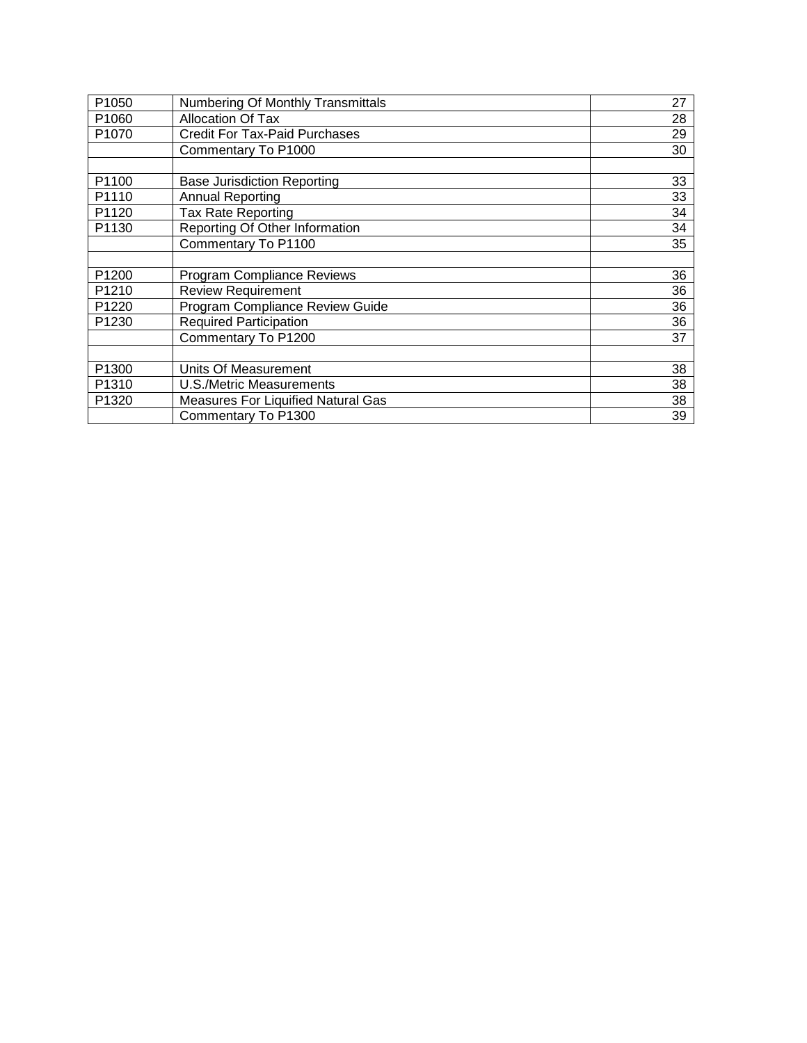| | | |
|---|---|---|
| P1050 | Numbering Of Monthly Transmittals | 27 |
| P1060 | Allocation Of Tax | 28 |
| P1070 | Credit For Tax-Paid Purchases | 29 |
| | Commentary To P1000 | 30 |
| | | |
| P1100 | Base Jurisdiction Reporting | 33 |
| P1110 | Annual Reporting | 33 |
| P1120 | Tax Rate Reporting | 34 |
| P1130 | Reporting Of Other Information | 34 |
| | Commentary To P1100 | 35 |
| | | |
| P1200 | Program Compliance Reviews | 36 |
| P1210 | Review Requirement | 36 |
| P1220 | Program Compliance Review Guide | 36 |
| P1230 | Required Participation | 36 |
| | Commentary To P1200 | 37 |
| | | |
| P1300 | Units Of Measurement | 38 |
| P1310 | U.S./Metric Measurements | 38 |
| P1320 | Measures For Liquified Natural Gas | 38 |
| | Commentary To P1300 | 39 |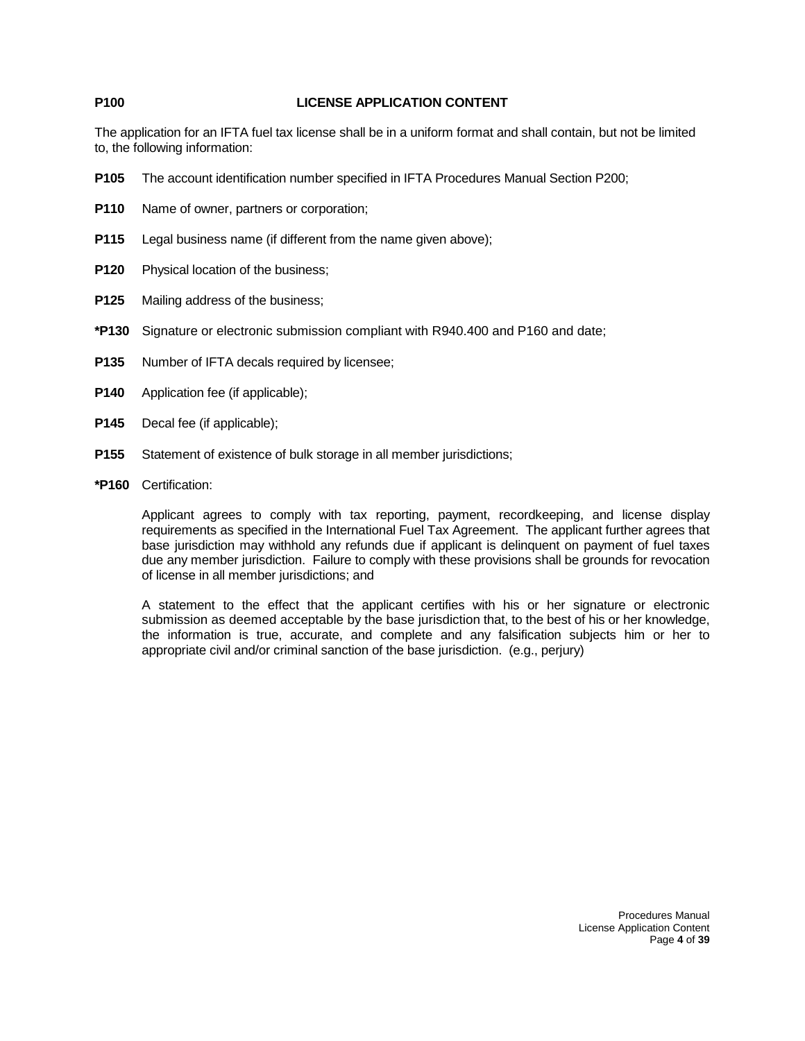## P100 LICENSE APPLICATION CONTENT

The application for an IFTA fuel tax license shall be in a uniform format and shall contain, but not be limited to, the following information:

**P105** The account identification number specified in IFTA Procedures Manual Section P200;

**P110** Name of owner, partners or corporation;

**P115** Legal business name (if different from the name given above);

**P120** Physical location of the business;

**P125** Mailing address of the business;

***P130** Signature or electronic submission compliant with R940.400 and P160 and date;

**P135** Number of IFTA decals required by licensee;

**P140** Application fee (if applicable);

**P145** Decal fee (if applicable);

**P155** Statement of existence of bulk storage in all member jurisdictions;

***P160** Certification:

Applicant agrees to comply with tax reporting, payment, recordkeeping, and license display requirements as specified in the International Fuel Tax Agreement. The applicant further agrees that base jurisdiction may withhold any refunds due if applicant is delinquent on payment of fuel taxes due any member jurisdiction. Failure to comply with these provisions shall be grounds for revocation of license in all member jurisdictions; and

A statement to the effect that the applicant certifies with his or her signature or electronic submission as deemed acceptable by the base jurisdiction that, to the best of his or her knowledge, the information is true, accurate, and complete and any falsification subjects him or her to appropriate civil and/or criminal sanction of the base jurisdiction. (e.g., perjury)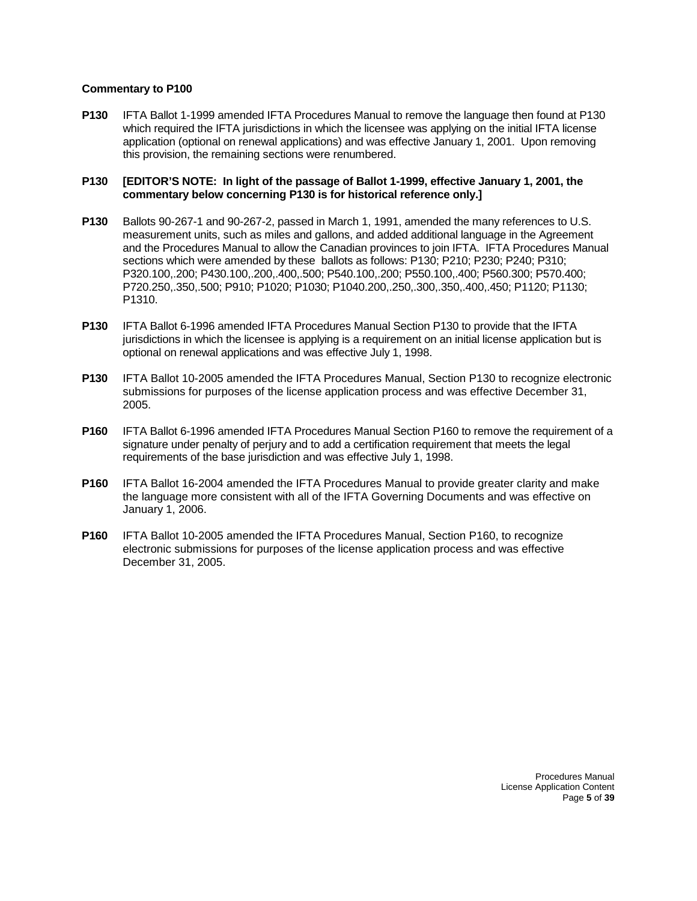**Commentary to P100**

**P130** IFTA Ballot 1-1999 amended IFTA Procedures Manual to remove the language then found at P130 which required the IFTA jurisdictions in which the licensee was applying on the initial IFTA license application (optional on renewal applications) and was effective January 1, 2001. Upon removing this provision, the remaining sections were renumbered.

**P130 [EDITOR'S NOTE: In light of the passage of Ballot 1-1999, effective January 1, 2001, the commentary below concerning P130 is for historical reference only.]**

**P130** Ballots 90-267-1 and 90-267-2, passed in March 1, 1991, amended the many references to U.S. measurement units, such as miles and gallons, and added additional language in the Agreement and the Procedures Manual to allow the Canadian provinces to join IFTA. IFTA Procedures Manual sections which were amended by these ballots as follows: P130; P210; P230; P240; P310; P320.100,.200; P430.100,.200,.400,.500; P540.100,.200; P550.100,.400; P560.300; P570.400; P720.250,.350,.500; P910; P1020; P1030; P1040.200,.250,.300,.350,.400,.450; P1120; P1130; P1310.

**P130** IFTA Ballot 6-1996 amended IFTA Procedures Manual Section P130 to provide that the IFTA jurisdictions in which the licensee is applying is a requirement on an initial license application but is optional on renewal applications and was effective July 1, 1998.

**P130** IFTA Ballot 10-2005 amended the IFTA Procedures Manual, Section P130 to recognize electronic submissions for purposes of the license application process and was effective December 31, 2005.

**P160** IFTA Ballot 6-1996 amended IFTA Procedures Manual Section P160 to remove the requirement of a signature under penalty of perjury and to add a certification requirement that meets the legal requirements of the base jurisdiction and was effective July 1, 1998.

**P160** IFTA Ballot 16-2004 amended the IFTA Procedures Manual to provide greater clarity and make the language more consistent with all of the IFTA Governing Documents and was effective on January 1, 2006.

**P160** IFTA Ballot 10-2005 amended the IFTA Procedures Manual, Section P160, to recognize electronic submissions for purposes of the license application process and was effective December 31, 2005.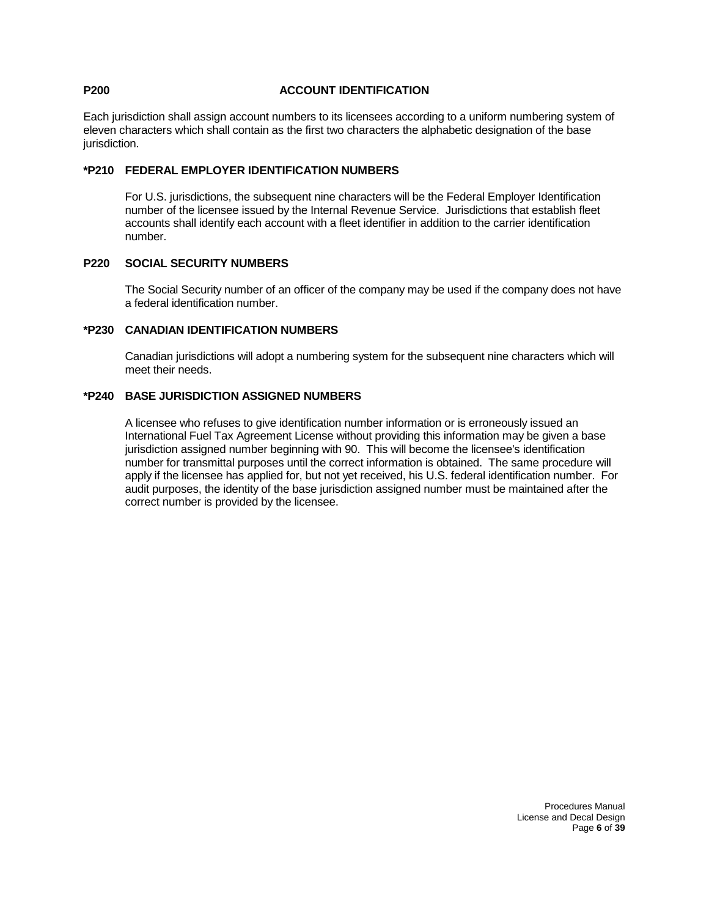## P200 ACCOUNT IDENTIFICATION

Each jurisdiction shall assign account numbers to its licensees according to a uniform numbering system of eleven characters which shall contain as the first two characters the alphabetic designation of the base jurisdiction.

### *P210 FEDERAL EMPLOYER IDENTIFICATION NUMBERS

For U.S. jurisdictions, the subsequent nine characters will be the Federal Employer Identification number of the licensee issued by the Internal Revenue Service. Jurisdictions that establish fleet accounts shall identify each account with a fleet identifier in addition to the carrier identification number.

### P220 SOCIAL SECURITY NUMBERS

The Social Security number of an officer of the company may be used if the company does not have a federal identification number.

### *P230 CANADIAN IDENTIFICATION NUMBERS

Canadian jurisdictions will adopt a numbering system for the subsequent nine characters which will meet their needs.

### *P240 BASE JURISDICTION ASSIGNED NUMBERS

A licensee who refuses to give identification number information or is erroneously issued an International Fuel Tax Agreement License without providing this information may be given a base jurisdiction assigned number beginning with 90. This will become the licensee's identification number for transmittal purposes until the correct information is obtained. The same procedure will apply if the licensee has applied for, but not yet received, his U.S. federal identification number. For audit purposes, the identity of the base jurisdiction assigned number must be maintained after the correct number is provided by the licensee.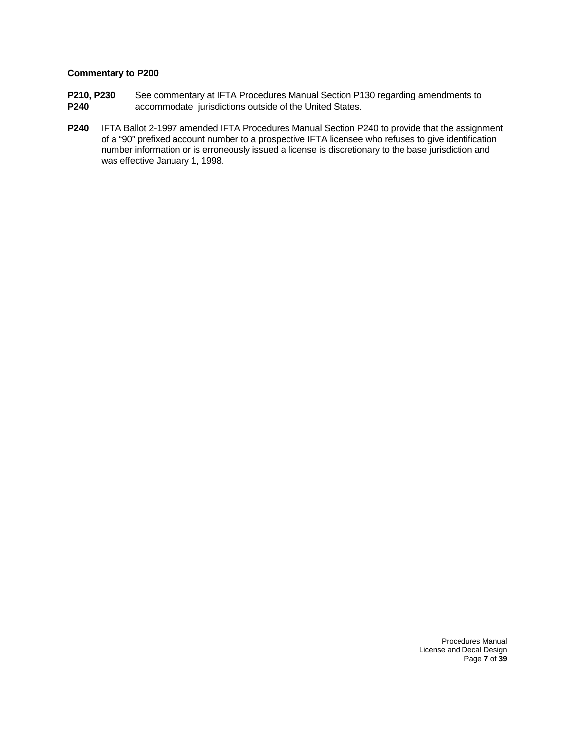**Commentary to P200**

**P210, P230**
**P240** See commentary at IFTA Procedures Manual Section P130 regarding amendments to accommodate jurisdictions outside of the United States.

**P240** IFTA Ballot 2-1997 amended IFTA Procedures Manual Section P240 to provide that the assignment of a "90" prefixed account number to a prospective IFTA licensee who refuses to give identification number information or is erroneously issued a license is discretionary to the base jurisdiction and was effective January 1, 1998.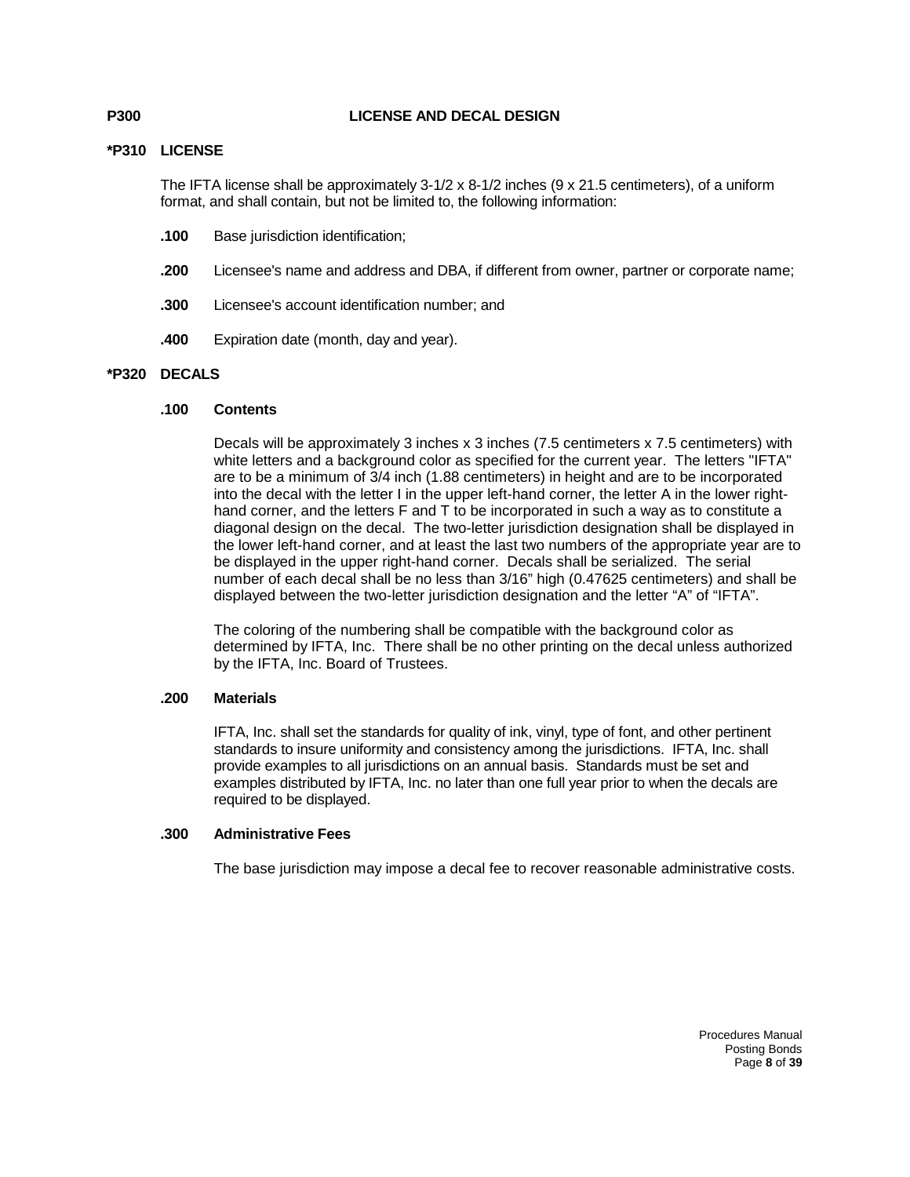## P300 LICENSE AND DECAL DESIGN

### *P310 LICENSE

The IFTA license shall be approximately 3-1/2 x 8-1/2 inches (9 x 21.5 centimeters), of a uniform format, and shall contain, but not be limited to, the following information:

**.100** Base jurisdiction identification;

**.200** Licensee's name and address and DBA, if different from owner, partner or corporate name;

**.300** Licensee's account identification number; and

**.400** Expiration date (month, day and year).

### *P320 DECALS

#### .100 Contents

Decals will be approximately 3 inches x 3 inches (7.5 centimeters x 7.5 centimeters) with white letters and a background color as specified for the current year. The letters "IFTA" are to be a minimum of 3/4 inch (1.88 centimeters) in height and are to be incorporated into the decal with the letter I in the upper left-hand corner, the letter A in the lower right-hand corner, and the letters F and T to be incorporated in such a way as to constitute a diagonal design on the decal. The two-letter jurisdiction designation shall be displayed in the lower left-hand corner, and at least the last two numbers of the appropriate year are to be displayed in the upper right-hand corner. Decals shall be serialized. The serial number of each decal shall be no less than 3/16" high (0.47625 centimeters) and shall be displayed between the two-letter jurisdiction designation and the letter "A" of "IFTA".

The coloring of the numbering shall be compatible with the background color as determined by IFTA, Inc. There shall be no other printing on the decal unless authorized by the IFTA, Inc. Board of Trustees.

#### .200 Materials

IFTA, Inc. shall set the standards for quality of ink, vinyl, type of font, and other pertinent standards to insure uniformity and consistency among the jurisdictions. IFTA, Inc. shall provide examples to all jurisdictions on an annual basis. Standards must be set and examples distributed by IFTA, Inc. no later than one full year prior to when the decals are required to be displayed.

#### .300 Administrative Fees

The base jurisdiction may impose a decal fee to recover reasonable administrative costs.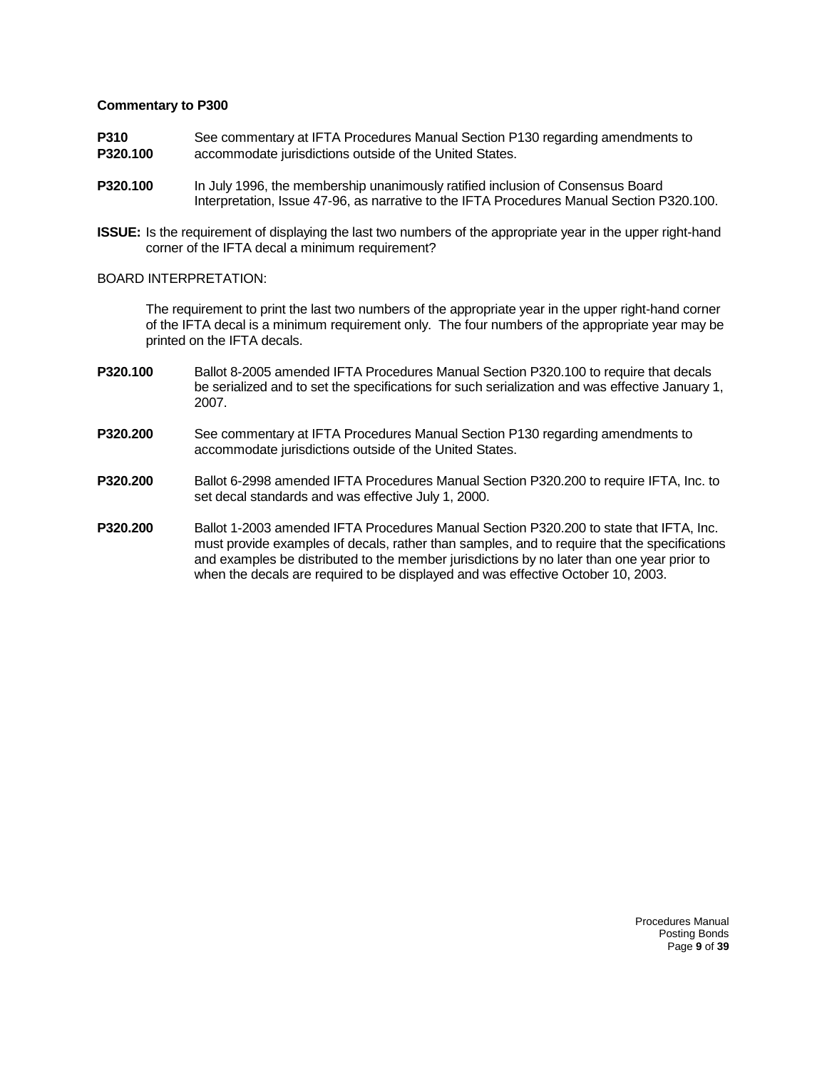**Commentary to P300**

**P310**
**P320.100** See commentary at IFTA Procedures Manual Section P130 regarding amendments to accommodate jurisdictions outside of the United States.

**P320.100** In July 1996, the membership unanimously ratified inclusion of Consensus Board Interpretation, Issue 47-96, as narrative to the IFTA Procedures Manual Section P320.100.

**ISSUE:** Is the requirement of displaying the last two numbers of the appropriate year in the upper right-hand corner of the IFTA decal a minimum requirement?

BOARD INTERPRETATION:

The requirement to print the last two numbers of the appropriate year in the upper right-hand corner of the IFTA decal is a minimum requirement only. The four numbers of the appropriate year may be printed on the IFTA decals.

**P320.100** Ballot 8-2005 amended IFTA Procedures Manual Section P320.100 to require that decals be serialized and to set the specifications for such serialization and was effective January 1, 2007.

**P320.200** See commentary at IFTA Procedures Manual Section P130 regarding amendments to accommodate jurisdictions outside of the United States.

**P320.200** Ballot 6-2998 amended IFTA Procedures Manual Section P320.200 to require IFTA, Inc. to set decal standards and was effective July 1, 2000.

**P320.200** Ballot 1-2003 amended IFTA Procedures Manual Section P320.200 to state that IFTA, Inc. must provide examples of decals, rather than samples, and to require that the specifications and examples be distributed to the member jurisdictions by no later than one year prior to when the decals are required to be displayed and was effective October 10, 2003.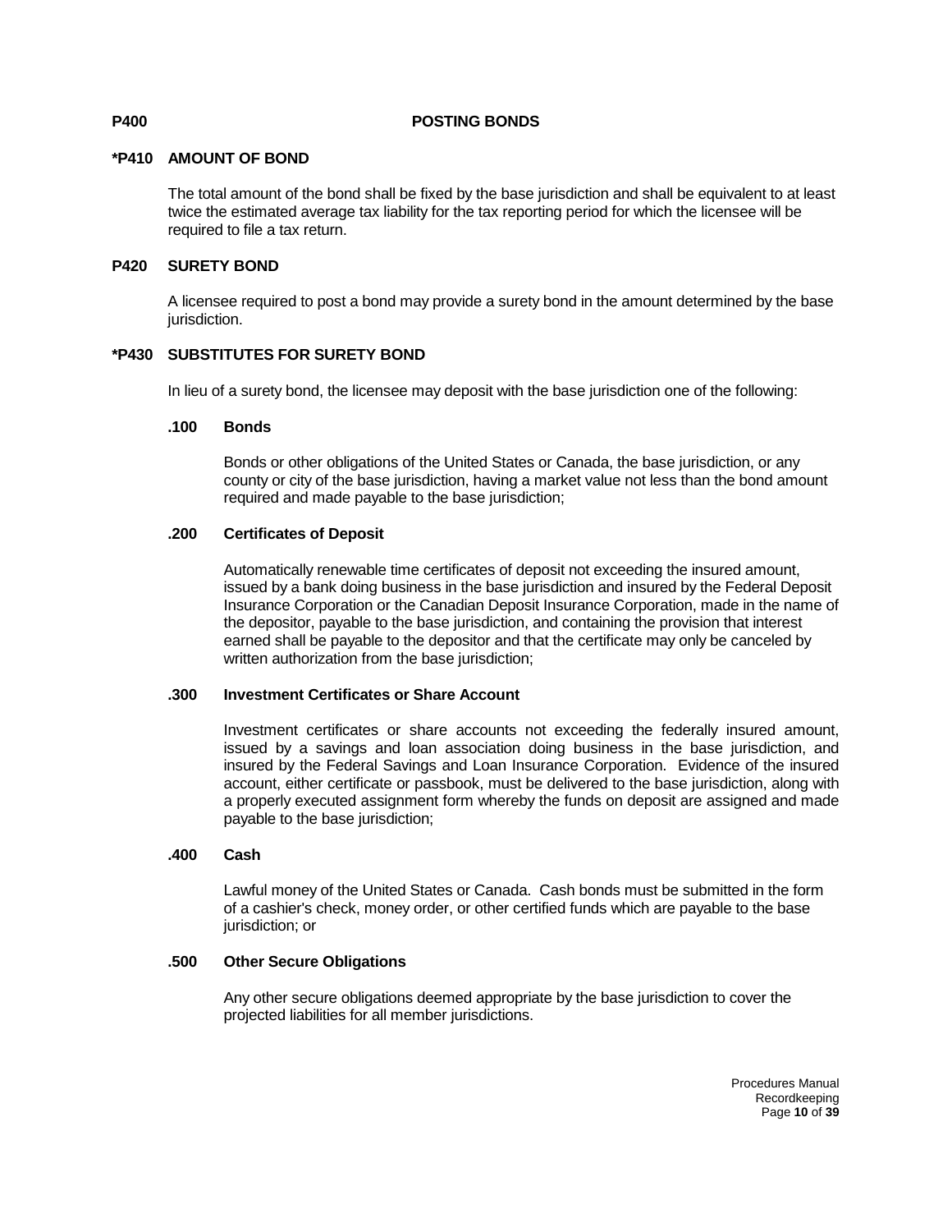## P400 POSTING BONDS

### *P410 AMOUNT OF BOND

The total amount of the bond shall be fixed by the base jurisdiction and shall be equivalent to at least twice the estimated average tax liability for the tax reporting period for which the licensee will be required to file a tax return.

### P420 SURETY BOND

A licensee required to post a bond may provide a surety bond in the amount determined by the base jurisdiction.

### *P430 SUBSTITUTES FOR SURETY BOND

In lieu of a surety bond, the licensee may deposit with the base jurisdiction one of the following:

#### .100 Bonds

Bonds or other obligations of the United States or Canada, the base jurisdiction, or any county or city of the base jurisdiction, having a market value not less than the bond amount required and made payable to the base jurisdiction;

#### .200 Certificates of Deposit

Automatically renewable time certificates of deposit not exceeding the insured amount, issued by a bank doing business in the base jurisdiction and insured by the Federal Deposit Insurance Corporation or the Canadian Deposit Insurance Corporation, made in the name of the depositor, payable to the base jurisdiction, and containing the provision that interest earned shall be payable to the depositor and that the certificate may only be canceled by written authorization from the base jurisdiction;

#### .300 Investment Certificates or Share Account

Investment certificates or share accounts not exceeding the federally insured amount, issued by a savings and loan association doing business in the base jurisdiction, and insured by the Federal Savings and Loan Insurance Corporation. Evidence of the insured account, either certificate or passbook, must be delivered to the base jurisdiction, along with a properly executed assignment form whereby the funds on deposit are assigned and made payable to the base jurisdiction;

#### .400 Cash

Lawful money of the United States or Canada. Cash bonds must be submitted in the form of a cashier's check, money order, or other certified funds which are payable to the base jurisdiction; or

#### .500 Other Secure Obligations

Any other secure obligations deemed appropriate by the base jurisdiction to cover the projected liabilities for all member jurisdictions.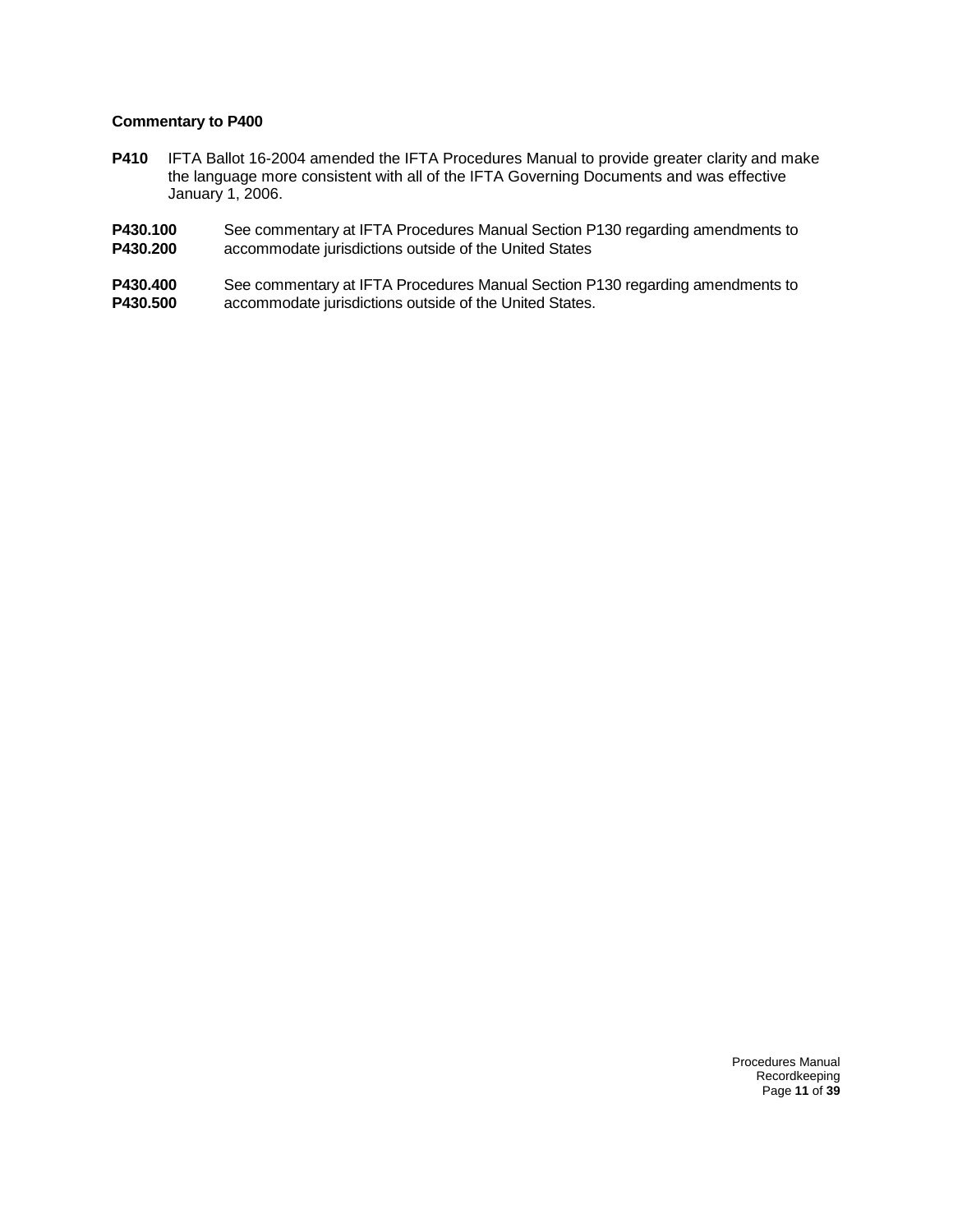**Commentary to P400**

**P410** IFTA Ballot 16-2004 amended the IFTA Procedures Manual to provide greater clarity and make the language more consistent with all of the IFTA Governing Documents and was effective January 1, 2006.

**P430.100**
**P430.200** See commentary at IFTA Procedures Manual Section P130 regarding amendments to accommodate jurisdictions outside of the United States

**P430.400**
**P430.500** See commentary at IFTA Procedures Manual Section P130 regarding amendments to accommodate jurisdictions outside of the United States.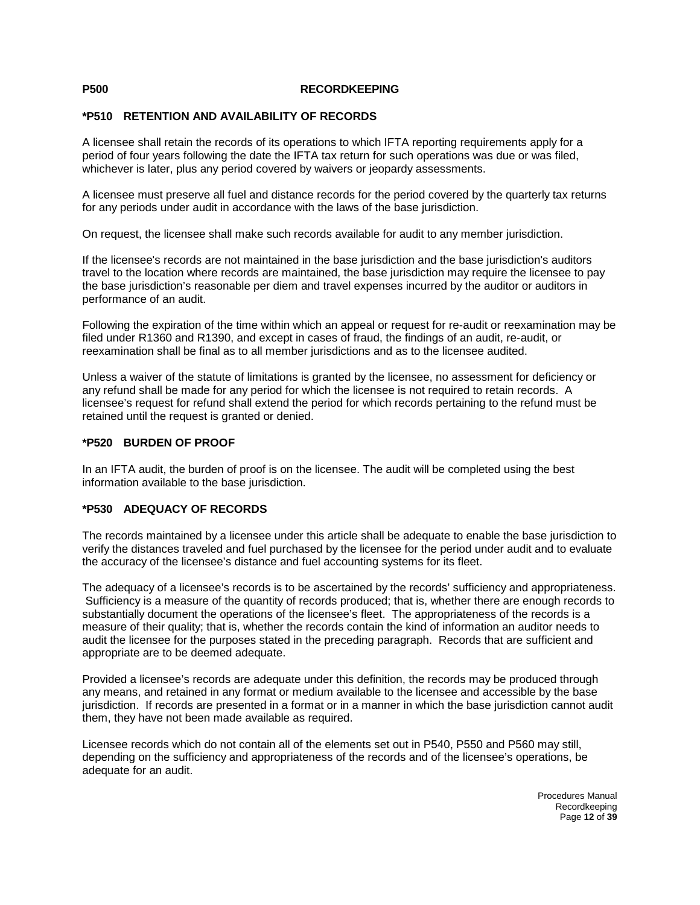# P500 RECORDKEEPING

## *P510 RETENTION AND AVAILABILITY OF RECORDS

A licensee shall retain the records of its operations to which IFTA reporting requirements apply for a period of four years following the date the IFTA tax return for such operations was due or was filed, whichever is later, plus any period covered by waivers or jeopardy assessments.

A licensee must preserve all fuel and distance records for the period covered by the quarterly tax returns for any periods under audit in accordance with the laws of the base jurisdiction.

On request, the licensee shall make such records available for audit to any member jurisdiction.

If the licensee's records are not maintained in the base jurisdiction and the base jurisdiction's auditors travel to the location where records are maintained, the base jurisdiction may require the licensee to pay the base jurisdiction's reasonable per diem and travel expenses incurred by the auditor or auditors in performance of an audit.

Following the expiration of the time within which an appeal or request for re-audit or reexamination may be filed under R1360 and R1390, and except in cases of fraud, the findings of an audit, re-audit, or reexamination shall be final as to all member jurisdictions and as to the licensee audited.

Unless a waiver of the statute of limitations is granted by the licensee, no assessment for deficiency or any refund shall be made for any period for which the licensee is not required to retain records. A licensee's request for refund shall extend the period for which records pertaining to the refund must be retained until the request is granted or denied.

## *P520 BURDEN OF PROOF

In an IFTA audit, the burden of proof is on the licensee. The audit will be completed using the best information available to the base jurisdiction.

## *P530 ADEQUACY OF RECORDS

The records maintained by a licensee under this article shall be adequate to enable the base jurisdiction to verify the distances traveled and fuel purchased by the licensee for the period under audit and to evaluate the accuracy of the licensee's distance and fuel accounting systems for its fleet.

The adequacy of a licensee's records is to be ascertained by the records' sufficiency and appropriateness. Sufficiency is a measure of the quantity of records produced; that is, whether there are enough records to substantially document the operations of the licensee's fleet. The appropriateness of the records is a measure of their quality; that is, whether the records contain the kind of information an auditor needs to audit the licensee for the purposes stated in the preceding paragraph. Records that are sufficient and appropriate are to be deemed adequate.

Provided a licensee's records are adequate under this definition, the records may be produced through any means, and retained in any format or medium available to the licensee and accessible by the base jurisdiction. If records are presented in a format or in a manner in which the base jurisdiction cannot audit them, they have not been made available as required.

Licensee records which do not contain all of the elements set out in P540, P550 and P560 may still, depending on the sufficiency and appropriateness of the records and of the licensee's operations, be adequate for an audit.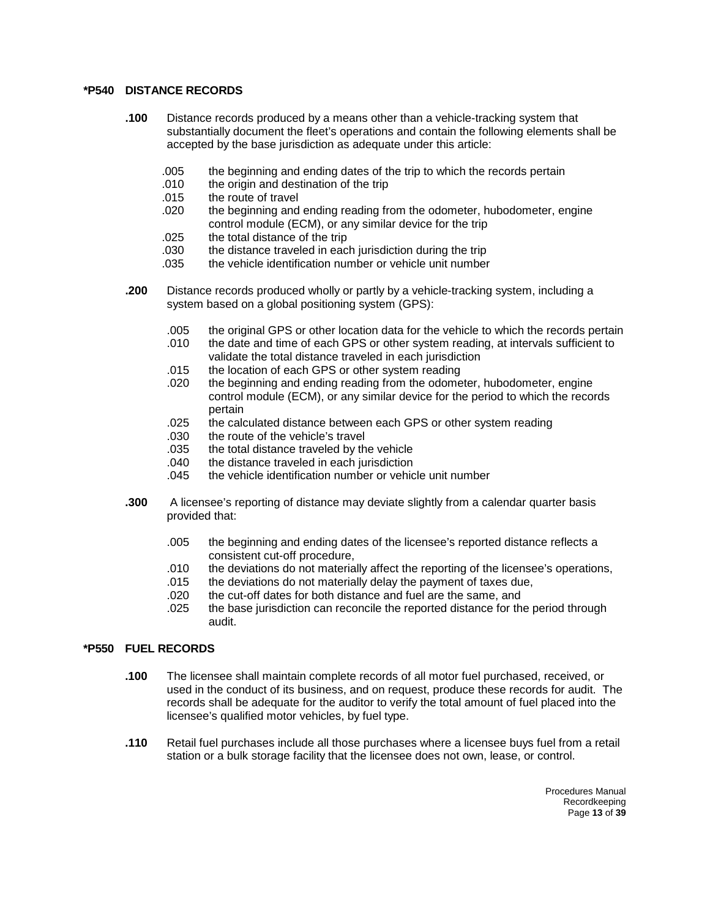## *P540 DISTANCE RECORDS

**.100** Distance records produced by a means other than a vehicle-tracking system that substantially document the fleet's operations and contain the following elements shall be accepted by the base jurisdiction as adequate under this article:

- .005 the beginning and ending dates of the trip to which the records pertain
- .010 the origin and destination of the trip
- .015 the route of travel
- .020 the beginning and ending reading from the odometer, hubodometer, engine control module (ECM), or any similar device for the trip
- .025 the total distance of the trip
- .030 the distance traveled in each jurisdiction during the trip
- .035 the vehicle identification number or vehicle unit number

**.200** Distance records produced wholly or partly by a vehicle-tracking system, including a system based on a global positioning system (GPS):

- .005 the original GPS or other location data for the vehicle to which the records pertain
- .010 the date and time of each GPS or other system reading, at intervals sufficient to validate the total distance traveled in each jurisdiction
- .015 the location of each GPS or other system reading
- .020 the beginning and ending reading from the odometer, hubodometer, engine control module (ECM), or any similar device for the period to which the records pertain
- .025 the calculated distance between each GPS or other system reading
- .030 the route of the vehicle's travel
- .035 the total distance traveled by the vehicle
- .040 the distance traveled in each jurisdiction
- .045 the vehicle identification number or vehicle unit number

**.300** A licensee's reporting of distance may deviate slightly from a calendar quarter basis provided that:

- .005 the beginning and ending dates of the licensee's reported distance reflects a consistent cut-off procedure,
- .010 the deviations do not materially affect the reporting of the licensee's operations,
- .015 the deviations do not materially delay the payment of taxes due,
- .020 the cut-off dates for both distance and fuel are the same, and
- .025 the base jurisdiction can reconcile the reported distance for the period through audit.

## *P550 FUEL RECORDS

**.100** The licensee shall maintain complete records of all motor fuel purchased, received, or used in the conduct of its business, and on request, produce these records for audit. The records shall be adequate for the auditor to verify the total amount of fuel placed into the licensee's qualified motor vehicles, by fuel type.

**.110** Retail fuel purchases include all those purchases where a licensee buys fuel from a retail station or a bulk storage facility that the licensee does not own, lease, or control.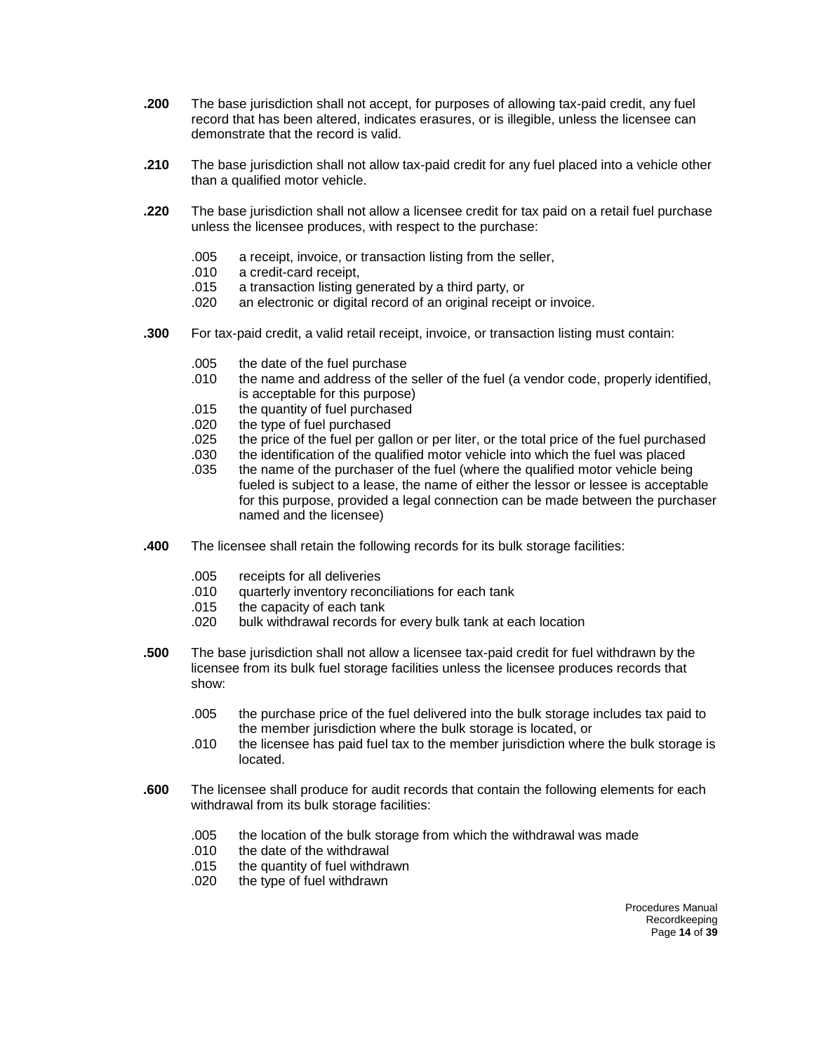**.200** The base jurisdiction shall not accept, for purposes of allowing tax-paid credit, any fuel record that has been altered, indicates erasures, or is illegible, unless the licensee can demonstrate that the record is valid.

**.210** The base jurisdiction shall not allow tax-paid credit for any fuel placed into a vehicle other than a qualified motor vehicle.

**.220** The base jurisdiction shall not allow a licensee credit for tax paid on a retail fuel purchase unless the licensee produces, with respect to the purchase:

- .005 a receipt, invoice, or transaction listing from the seller,
- .010 a credit-card receipt,
- .015 a transaction listing generated by a third party, or
- .020 an electronic or digital record of an original receipt or invoice.

**.300** For tax-paid credit, a valid retail receipt, invoice, or transaction listing must contain:

- .005 the date of the fuel purchase
- .010 the name and address of the seller of the fuel (a vendor code, properly identified, is acceptable for this purpose)
- .015 the quantity of fuel purchased
- .020 the type of fuel purchased
- .025 the price of the fuel per gallon or per liter, or the total price of the fuel purchased
- .030 the identification of the qualified motor vehicle into which the fuel was placed
- .035 the name of the purchaser of the fuel (where the qualified motor vehicle being fueled is subject to a lease, the name of either the lessor or lessee is acceptable for this purpose, provided a legal connection can be made between the purchaser named and the licensee)

**.400** The licensee shall retain the following records for its bulk storage facilities:

- .005 receipts for all deliveries
- .010 quarterly inventory reconciliations for each tank
- .015 the capacity of each tank
- .020 bulk withdrawal records for every bulk tank at each location

**.500** The base jurisdiction shall not allow a licensee tax-paid credit for fuel withdrawn by the licensee from its bulk fuel storage facilities unless the licensee produces records that show:

- .005 the purchase price of the fuel delivered into the bulk storage includes tax paid to the member jurisdiction where the bulk storage is located, or
- .010 the licensee has paid fuel tax to the member jurisdiction where the bulk storage is located.

**.600** The licensee shall produce for audit records that contain the following elements for each withdrawal from its bulk storage facilities:

- .005 the location of the bulk storage from which the withdrawal was made
- .010 the date of the withdrawal
- .015 the quantity of fuel withdrawn
- .020 the type of fuel withdrawn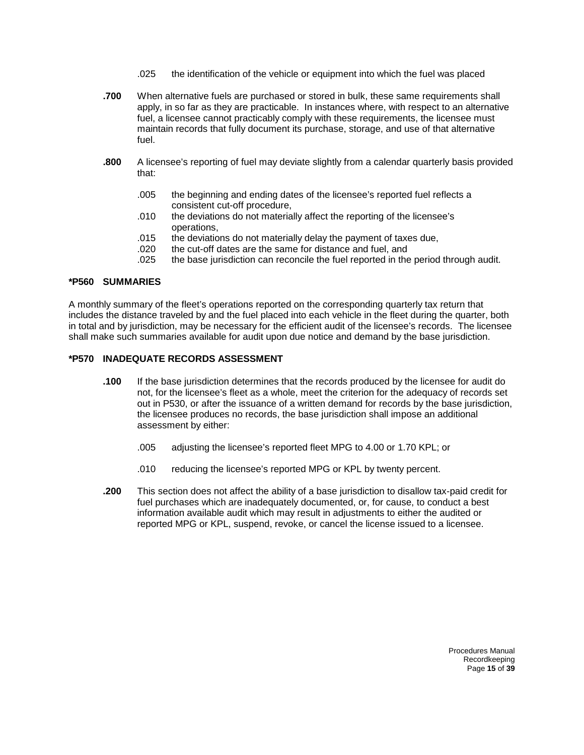.025 the identification of the vehicle or equipment into which the fuel was placed

**.700** When alternative fuels are purchased or stored in bulk, these same requirements shall apply, in so far as they are practicable. In instances where, with respect to an alternative fuel, a licensee cannot practicably comply with these requirements, the licensee must maintain records that fully document its purchase, storage, and use of that alternative fuel.

**.800** A licensee's reporting of fuel may deviate slightly from a calendar quarterly basis provided that:

.005 the beginning and ending dates of the licensee's reported fuel reflects a consistent cut-off procedure,
.010 the deviations do not materially affect the reporting of the licensee's operations,
.015 the deviations do not materially delay the payment of taxes due,
.020 the cut-off dates are the same for distance and fuel, and
.025 the base jurisdiction can reconcile the fuel reported in the period through audit.

### *P560 SUMMARIES

A monthly summary of the fleet's operations reported on the corresponding quarterly tax return that includes the distance traveled by and the fuel placed into each vehicle in the fleet during the quarter, both in total and by jurisdiction, may be necessary for the efficient audit of the licensee's records. The licensee shall make such summaries available for audit upon due notice and demand by the base jurisdiction.

### *P570 INADEQUATE RECORDS ASSESSMENT

**.100** If the base jurisdiction determines that the records produced by the licensee for audit do not, for the licensee's fleet as a whole, meet the criterion for the adequacy of records set out in P530, or after the issuance of a written demand for records by the base jurisdiction, the licensee produces no records, the base jurisdiction shall impose an additional assessment by either:

.005 adjusting the licensee's reported fleet MPG to 4.00 or 1.70 KPL; or

.010 reducing the licensee's reported MPG or KPL by twenty percent.

**.200** This section does not affect the ability of a base jurisdiction to disallow tax-paid credit for fuel purchases which are inadequately documented, or, for cause, to conduct a best information available audit which may result in adjustments to either the audited or reported MPG or KPL, suspend, revoke, or cancel the license issued to a licensee.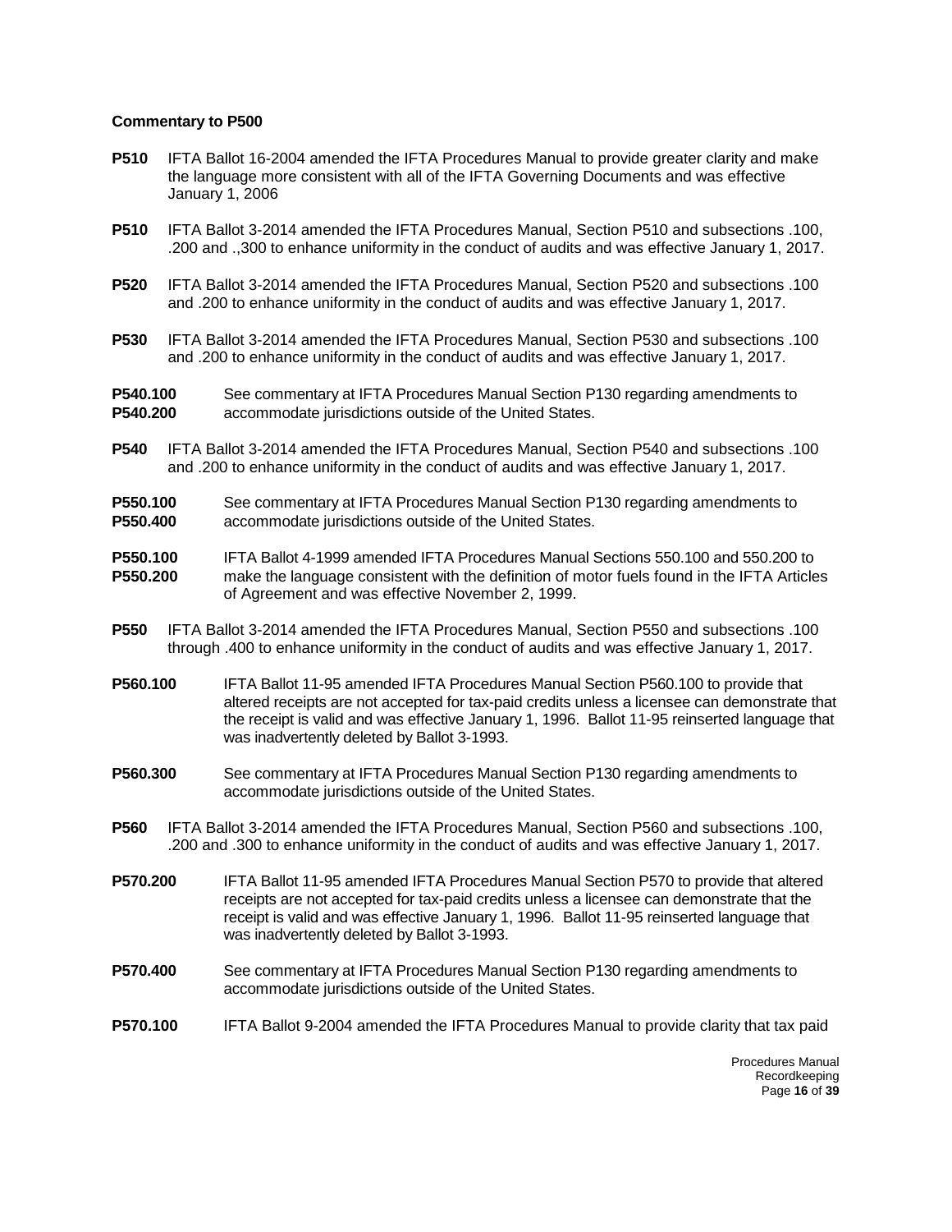**Commentary to P500**

**P510** IFTA Ballot 16-2004 amended the IFTA Procedures Manual to provide greater clarity and make the language more consistent with all of the IFTA Governing Documents and was effective January 1, 2006

**P510** IFTA Ballot 3-2014 amended the IFTA Procedures Manual, Section P510 and subsections .100, .200 and .,300 to enhance uniformity in the conduct of audits and was effective January 1, 2017.

**P520** IFTA Ballot 3-2014 amended the IFTA Procedures Manual, Section P520 and subsections .100 and .200 to enhance uniformity in the conduct of audits and was effective January 1, 2017.

**P530** IFTA Ballot 3-2014 amended the IFTA Procedures Manual, Section P530 and subsections .100 and .200 to enhance uniformity in the conduct of audits and was effective January 1, 2017.

**P540.100**
**P540.200** See commentary at IFTA Procedures Manual Section P130 regarding amendments to accommodate jurisdictions outside of the United States.

**P540** IFTA Ballot 3-2014 amended the IFTA Procedures Manual, Section P540 and subsections .100 and .200 to enhance uniformity in the conduct of audits and was effective January 1, 2017.

**P550.100**
**P550.400** See commentary at IFTA Procedures Manual Section P130 regarding amendments to accommodate jurisdictions outside of the United States.

**P550.100**
**P550.200** IFTA Ballot 4-1999 amended IFTA Procedures Manual Sections 550.100 and 550.200 to make the language consistent with the definition of motor fuels found in the IFTA Articles of Agreement and was effective November 2, 1999.

**P550** IFTA Ballot 3-2014 amended the IFTA Procedures Manual, Section P550 and subsections .100 through .400 to enhance uniformity in the conduct of audits and was effective January 1, 2017.

**P560.100** IFTA Ballot 11-95 amended IFTA Procedures Manual Section P560.100 to provide that altered receipts are not accepted for tax-paid credits unless a licensee can demonstrate that the receipt is valid and was effective January 1, 1996. Ballot 11-95 reinserted language that was inadvertently deleted by Ballot 3-1993.

**P560.300** See commentary at IFTA Procedures Manual Section P130 regarding amendments to accommodate jurisdictions outside of the United States.

**P560** IFTA Ballot 3-2014 amended the IFTA Procedures Manual, Section P560 and subsections .100, .200 and .300 to enhance uniformity in the conduct of audits and was effective January 1, 2017.

**P570.200** IFTA Ballot 11-95 amended IFTA Procedures Manual Section P570 to provide that altered receipts are not accepted for tax-paid credits unless a licensee can demonstrate that the receipt is valid and was effective January 1, 1996. Ballot 11-95 reinserted language that was inadvertently deleted by Ballot 3-1993.

**P570.400** See commentary at IFTA Procedures Manual Section P130 regarding amendments to accommodate jurisdictions outside of the United States.

**P570.100** IFTA Ballot 9-2004 amended the IFTA Procedures Manual to provide clarity that tax paid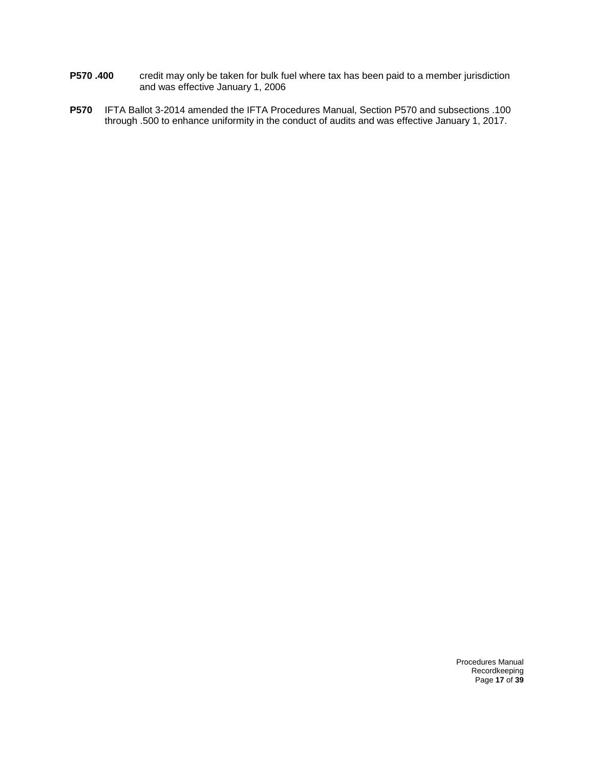**P570 .400** credit may only be taken for bulk fuel where tax has been paid to a member jurisdiction and was effective January 1, 2006

**P570** IFTA Ballot 3-2014 amended the IFTA Procedures Manual, Section P570 and subsections .100 through .500 to enhance uniformity in the conduct of audits and was effective January 1, 2017.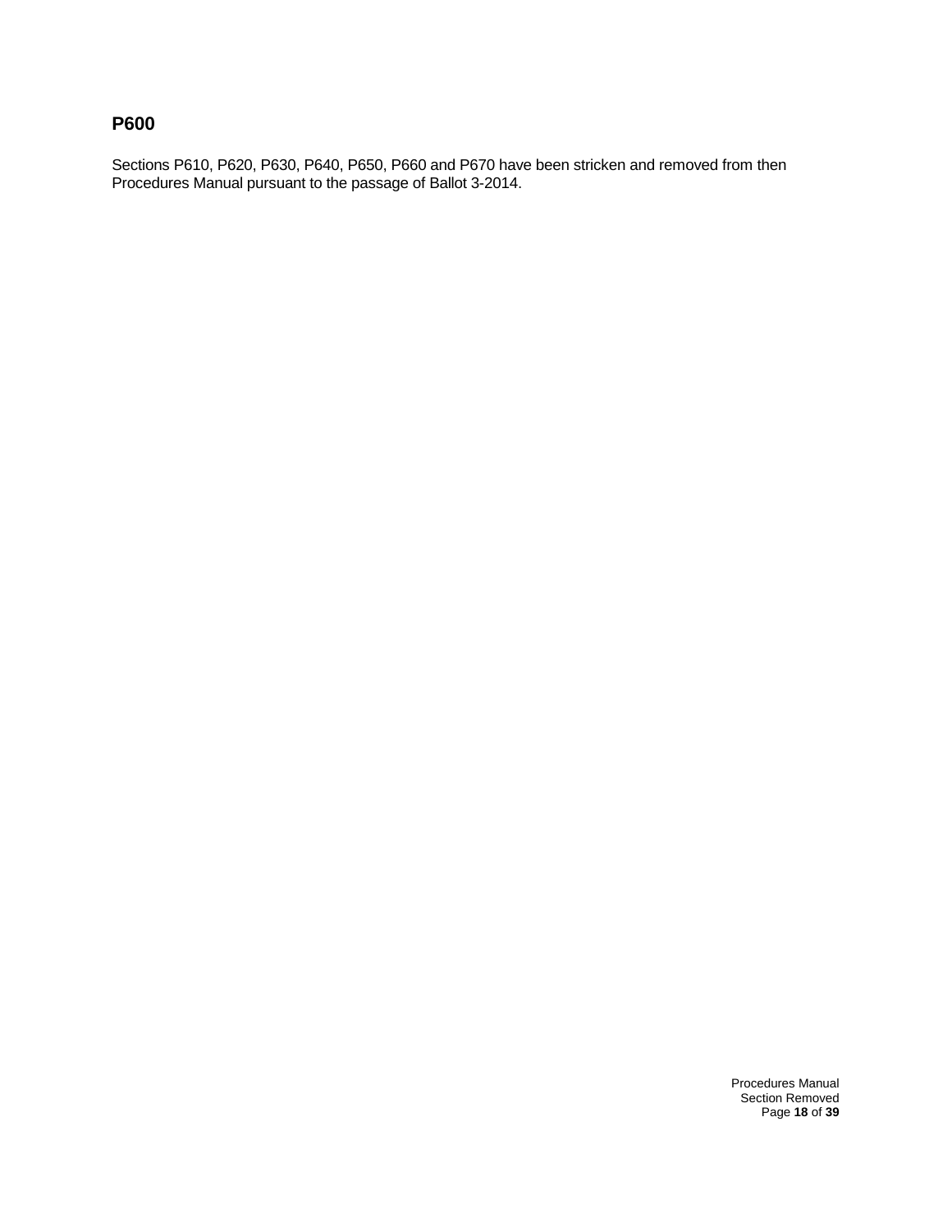## P600

Sections P610, P620, P630, P640, P650, P660 and P670 have been stricken and removed from then Procedures Manual pursuant to the passage of Ballot 3-2014.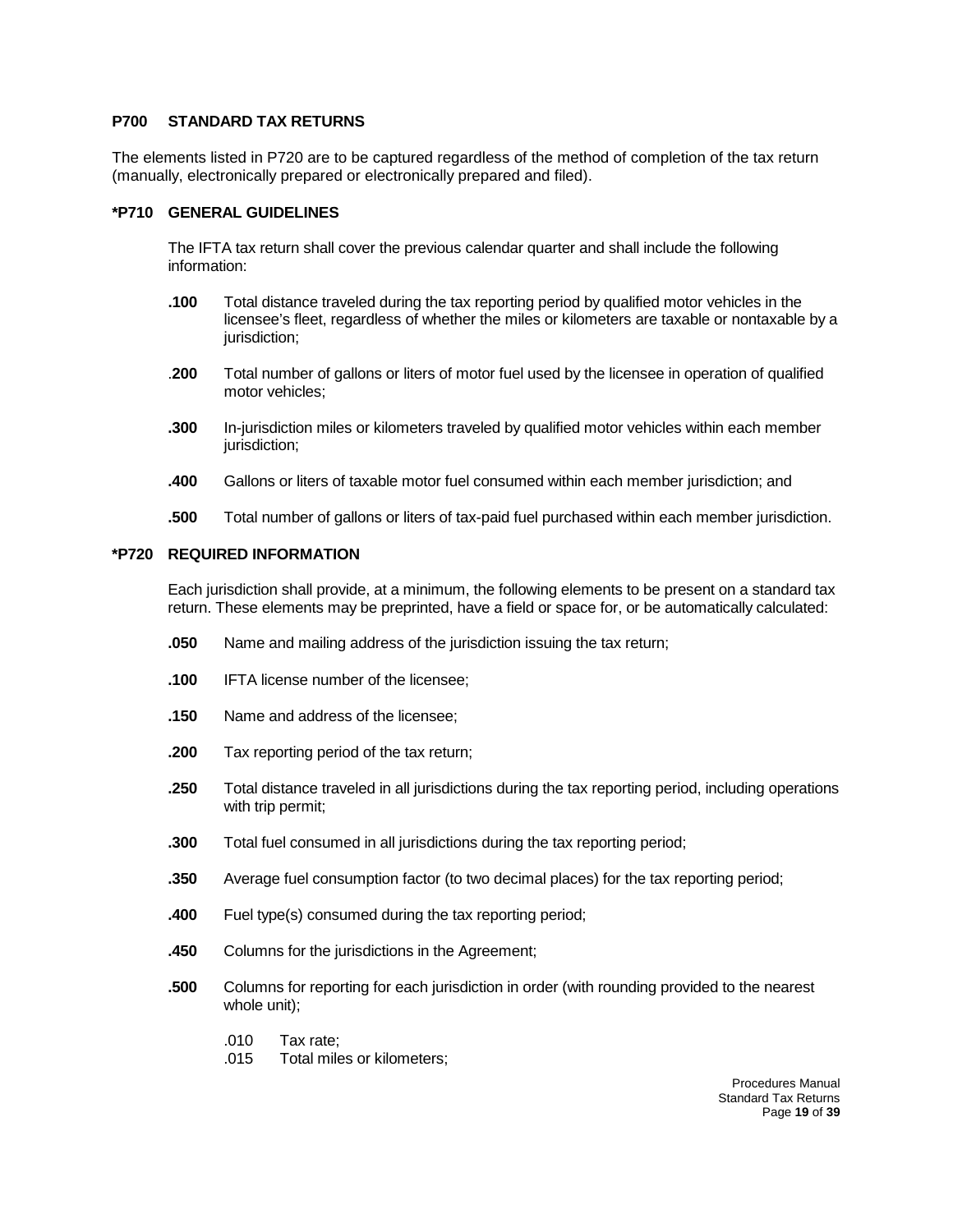## P700 STANDARD TAX RETURNS

The elements listed in P720 are to be captured regardless of the method of completion of the tax return (manually, electronically prepared or electronically prepared and filed).

### *P710 GENERAL GUIDELINES

The IFTA tax return shall cover the previous calendar quarter and shall include the following information:

**.100** Total distance traveled during the tax reporting period by qualified motor vehicles in the licensee's fleet, regardless of whether the miles or kilometers are taxable or nontaxable by a jurisdiction;

**.200** Total number of gallons or liters of motor fuel used by the licensee in operation of qualified motor vehicles;

**.300** In-jurisdiction miles or kilometers traveled by qualified motor vehicles within each member jurisdiction;

**.400** Gallons or liters of taxable motor fuel consumed within each member jurisdiction; and

**.500** Total number of gallons or liters of tax-paid fuel purchased within each member jurisdiction.

### *P720 REQUIRED INFORMATION

Each jurisdiction shall provide, at a minimum, the following elements to be present on a standard tax return. These elements may be preprinted, have a field or space for, or be automatically calculated:

**.050** Name and mailing address of the jurisdiction issuing the tax return;

**.100** IFTA license number of the licensee;

**.150** Name and address of the licensee;

**.200** Tax reporting period of the tax return;

**.250** Total distance traveled in all jurisdictions during the tax reporting period, including operations with trip permit;

**.300** Total fuel consumed in all jurisdictions during the tax reporting period;

**.350** Average fuel consumption factor (to two decimal places) for the tax reporting period;

**.400** Fuel type(s) consumed during the tax reporting period;

**.450** Columns for the jurisdictions in the Agreement;

**.500** Columns for reporting for each jurisdiction in order (with rounding provided to the nearest whole unit);

.010 Tax rate;
.015 Total miles or kilometers;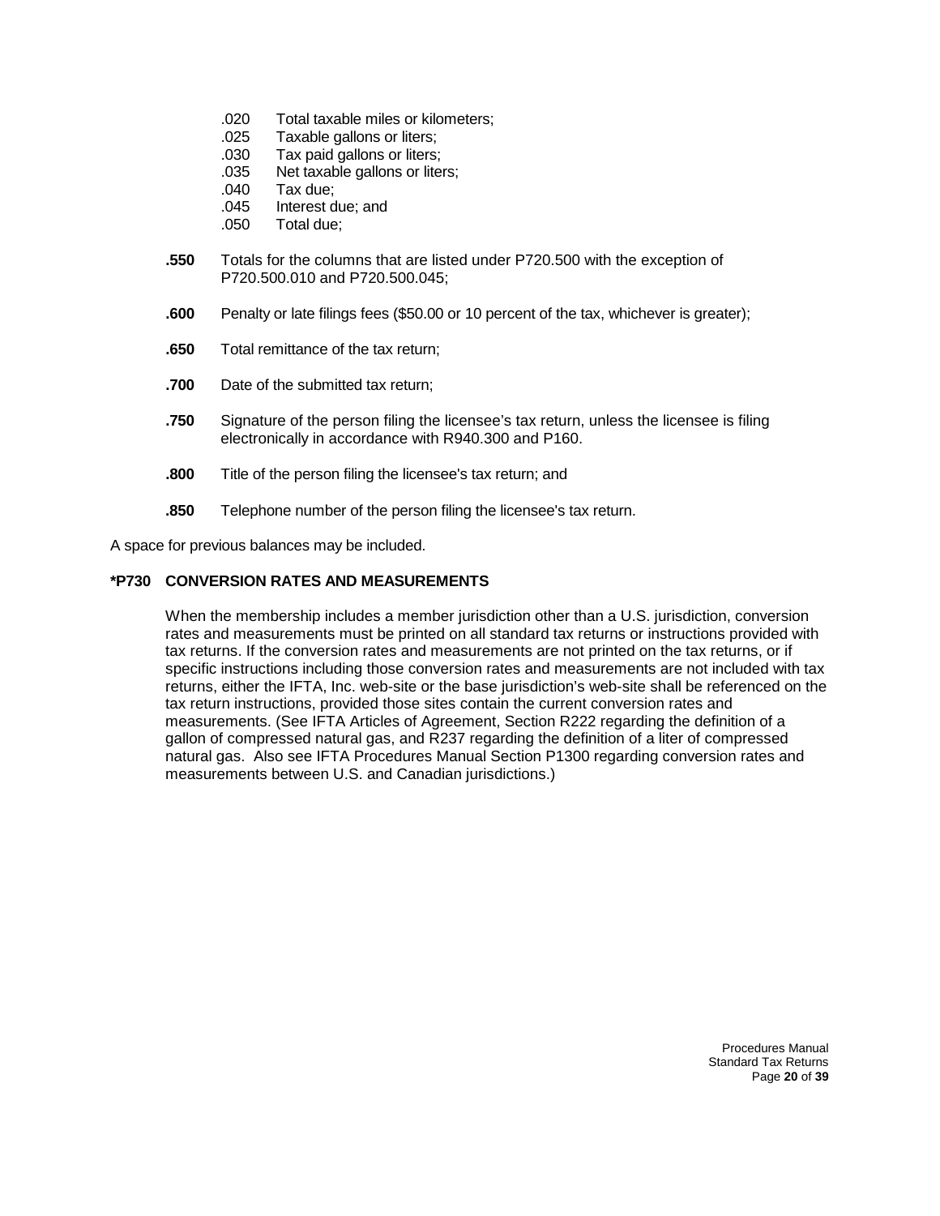- .020 Total taxable miles or kilometers;
- .025 Taxable gallons or liters;
- .030 Tax paid gallons or liters;
- .035 Net taxable gallons or liters;
- .040 Tax due;
- .045 Interest due; and
- .050 Total due;

**.550** Totals for the columns that are listed under P720.500 with the exception of P720.500.010 and P720.500.045;

**.600** Penalty or late filings fees ($50.00 or 10 percent of the tax, whichever is greater);

**.650** Total remittance of the tax return;

**.700** Date of the submitted tax return;

**.750** Signature of the person filing the licensee's tax return, unless the licensee is filing electronically in accordance with R940.300 and P160.

**.800** Title of the person filing the licensee's tax return; and

**.850** Telephone number of the person filing the licensee's tax return.

A space for previous balances may be included.

### *P730 CONVERSION RATES AND MEASUREMENTS

When the membership includes a member jurisdiction other than a U.S. jurisdiction, conversion rates and measurements must be printed on all standard tax returns or instructions provided with tax returns. If the conversion rates and measurements are not printed on the tax returns, or if specific instructions including those conversion rates and measurements are not included with tax returns, either the IFTA, Inc. web-site or the base jurisdiction's web-site shall be referenced on the tax return instructions, provided those sites contain the current conversion rates and measurements. (See IFTA Articles of Agreement, Section R222 regarding the definition of a gallon of compressed natural gas, and R237 regarding the definition of a liter of compressed natural gas. Also see IFTA Procedures Manual Section P1300 regarding conversion rates and measurements between U.S. and Canadian jurisdictions.)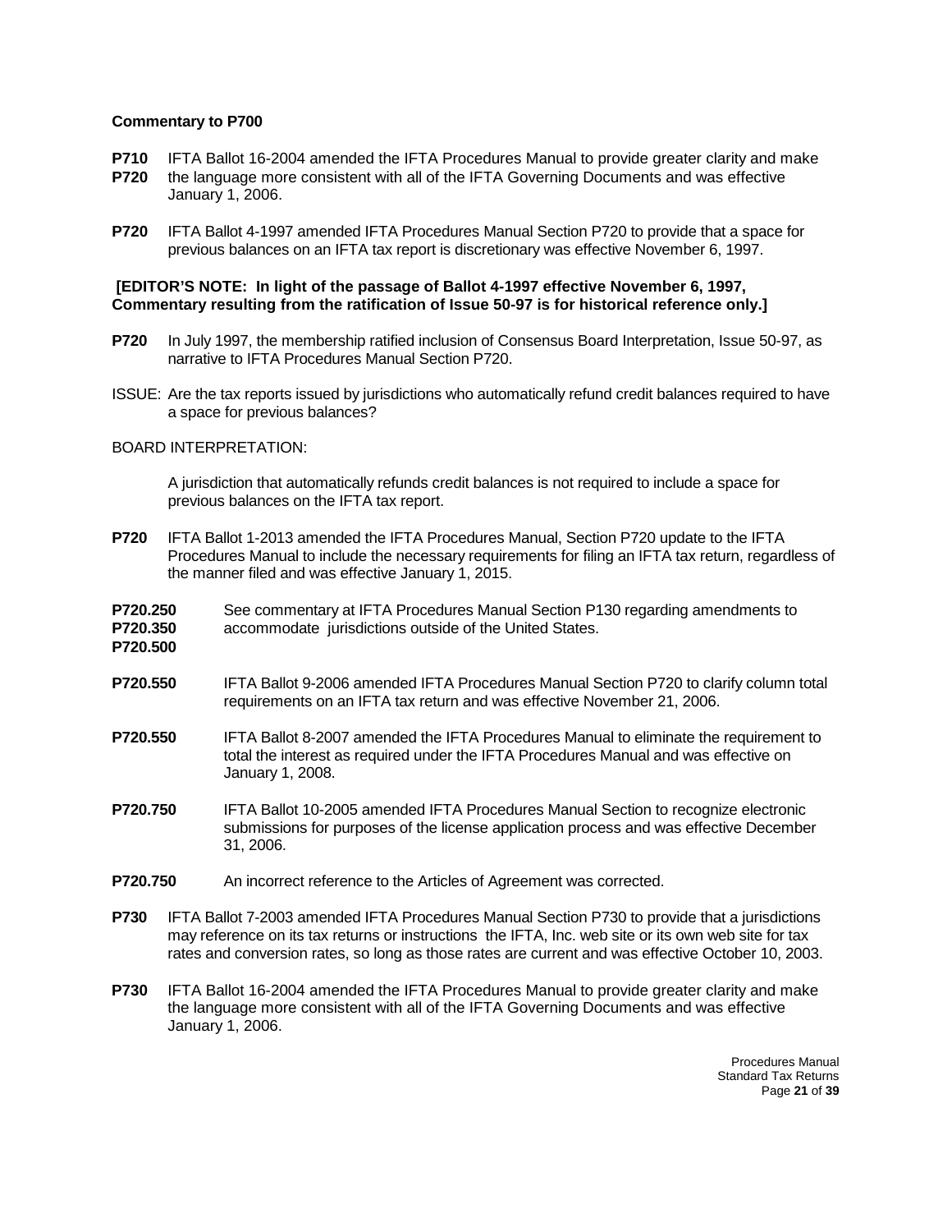**Commentary to P700**

**P710**
**P720** IFTA Ballot 16-2004 amended the IFTA Procedures Manual to provide greater clarity and make the language more consistent with all of the IFTA Governing Documents and was effective January 1, 2006.

**P720** IFTA Ballot 4-1997 amended IFTA Procedures Manual Section P720 to provide that a space for previous balances on an IFTA tax report is discretionary was effective November 6, 1997.

**[EDITOR'S NOTE: In light of the passage of Ballot 4-1997 effective November 6, 1997, Commentary resulting from the ratification of Issue 50-97 is for historical reference only.]**

**P720** In July 1997, the membership ratified inclusion of Consensus Board Interpretation, Issue 50-97, as narrative to IFTA Procedures Manual Section P720.

ISSUE: Are the tax reports issued by jurisdictions who automatically refund credit balances required to have a space for previous balances?

BOARD INTERPRETATION:

A jurisdiction that automatically refunds credit balances is not required to include a space for previous balances on the IFTA tax report.

**P720** IFTA Ballot 1-2013 amended the IFTA Procedures Manual, Section P720 update to the IFTA Procedures Manual to include the necessary requirements for filing an IFTA tax return, regardless of the manner filed and was effective January 1, 2015.

**P720.250**
**P720.350**
**P720.500** See commentary at IFTA Procedures Manual Section P130 regarding amendments to accommodate jurisdictions outside of the United States.

**P720.550** IFTA Ballot 9-2006 amended IFTA Procedures Manual Section P720 to clarify column total requirements on an IFTA tax return and was effective November 21, 2006.

**P720.550** IFTA Ballot 8-2007 amended the IFTA Procedures Manual to eliminate the requirement to total the interest as required under the IFTA Procedures Manual and was effective on January 1, 2008.

**P720.750** IFTA Ballot 10-2005 amended IFTA Procedures Manual Section to recognize electronic submissions for purposes of the license application process and was effective December 31, 2006.

**P720.750** An incorrect reference to the Articles of Agreement was corrected.

**P730** IFTA Ballot 7-2003 amended IFTA Procedures Manual Section P730 to provide that a jurisdictions may reference on its tax returns or instructions the IFTA, Inc. web site or its own web site for tax rates and conversion rates, so long as those rates are current and was effective October 10, 2003.

**P730** IFTA Ballot 16-2004 amended the IFTA Procedures Manual to provide greater clarity and make the language more consistent with all of the IFTA Governing Documents and was effective January 1, 2006.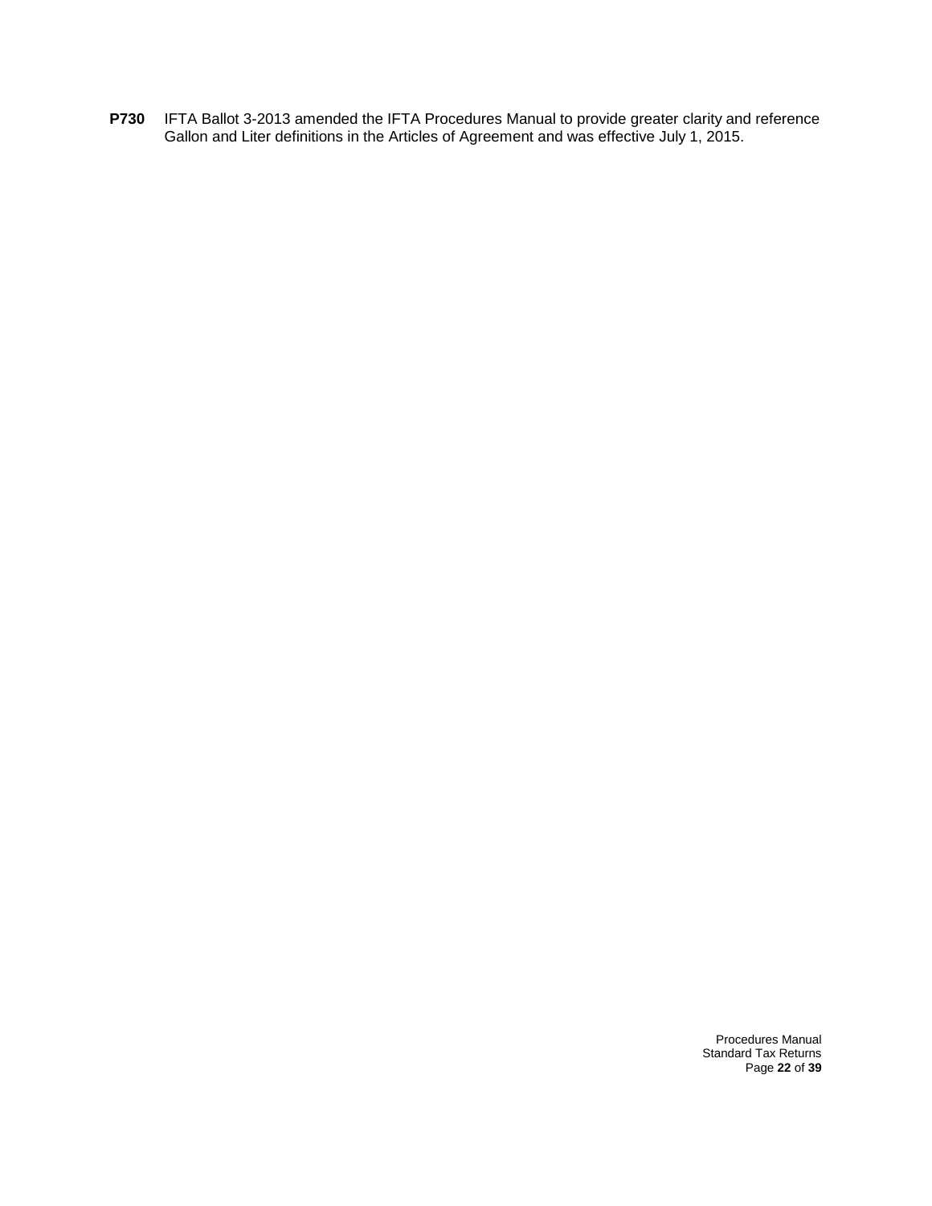**P730** IFTA Ballot 3-2013 amended the IFTA Procedures Manual to provide greater clarity and reference Gallon and Liter definitions in the Articles of Agreement and was effective July 1, 2015.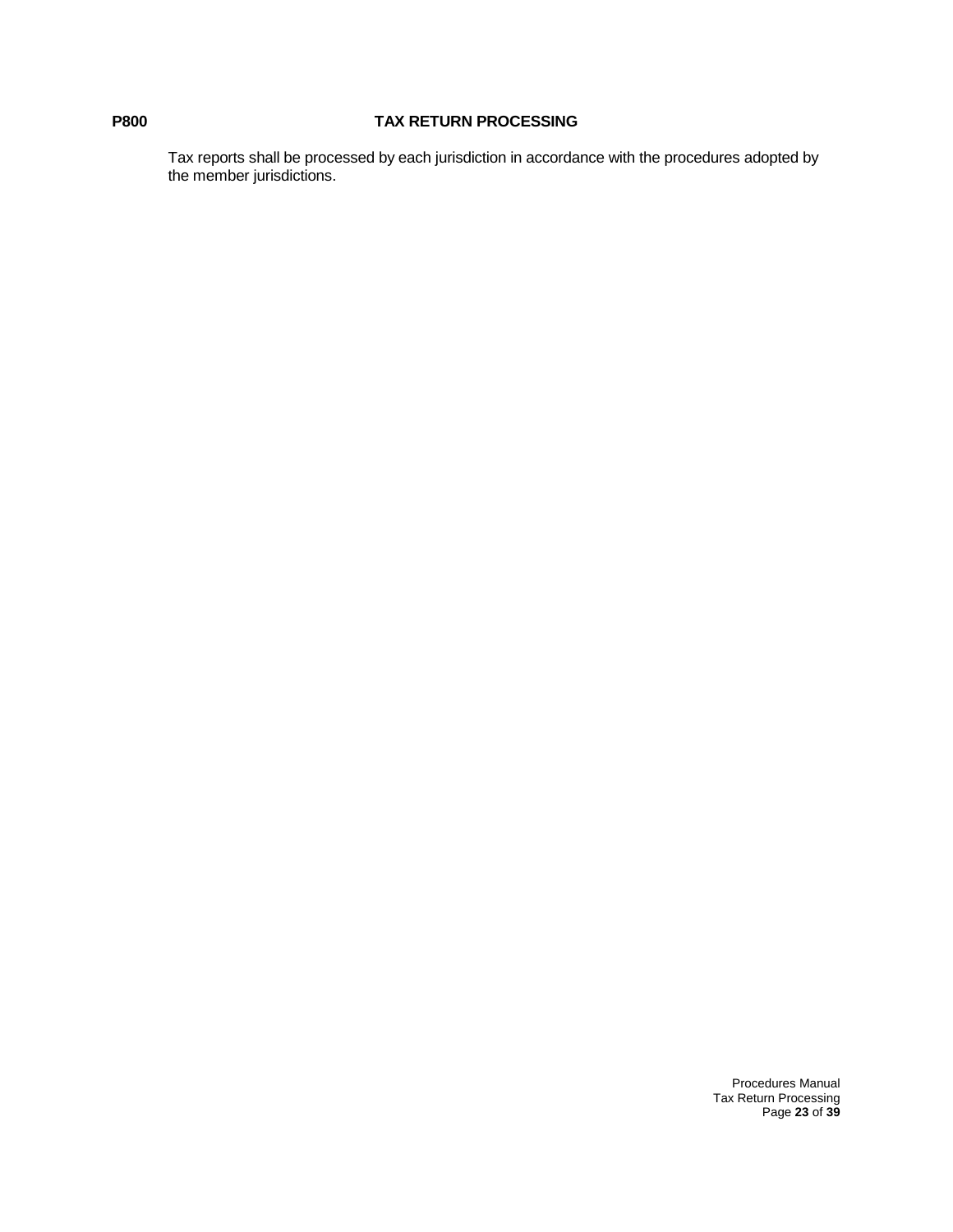## P800 TAX RETURN PROCESSING

Tax reports shall be processed by each jurisdiction in accordance with the procedures adopted by the member jurisdictions.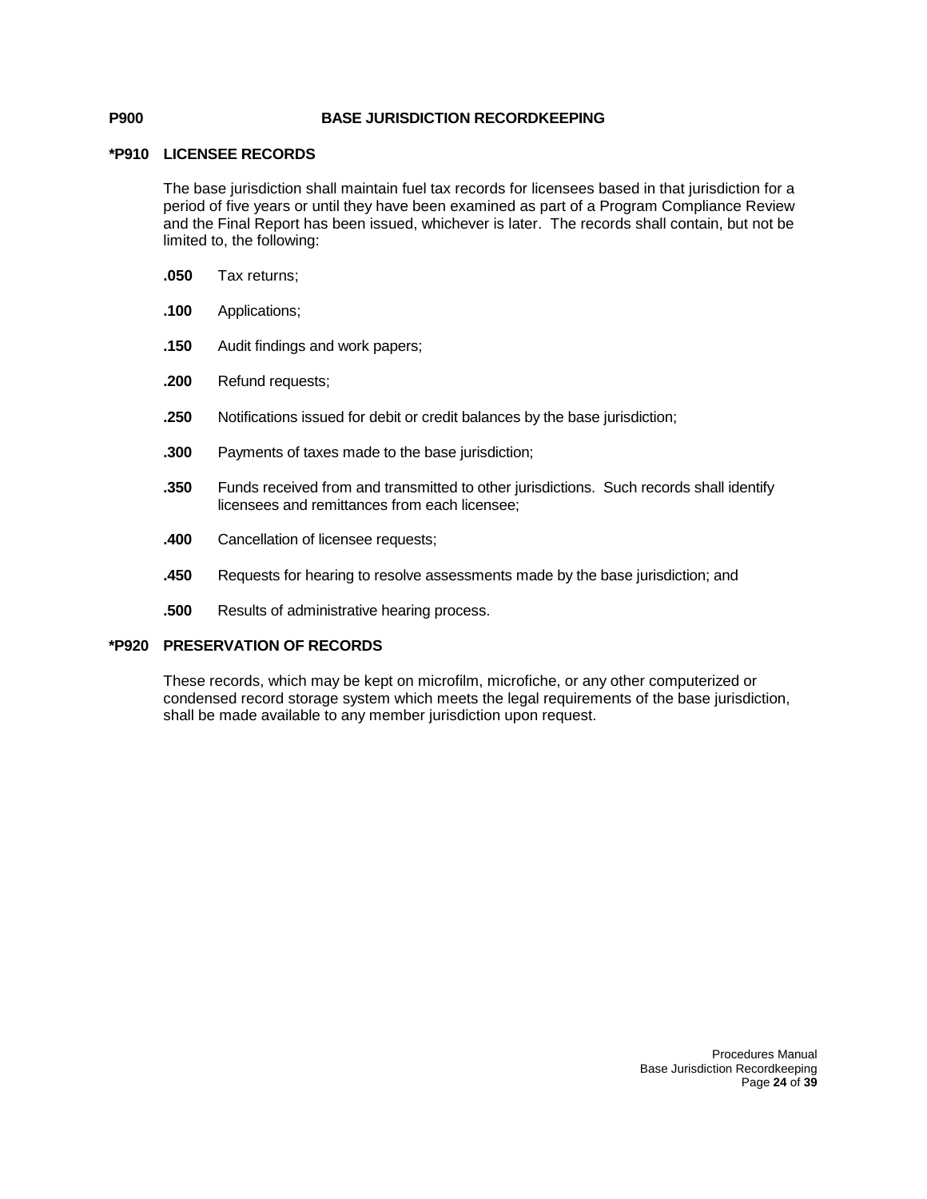## P900 BASE JURISDICTION RECORDKEEPING

### *P910 LICENSEE RECORDS

The base jurisdiction shall maintain fuel tax records for licensees based in that jurisdiction for a period of five years or until they have been examined as part of a Program Compliance Review and the Final Report has been issued, whichever is later. The records shall contain, but not be limited to, the following:

**.050** Tax returns;

**.100** Applications;

**.150** Audit findings and work papers;

**.200** Refund requests;

**.250** Notifications issued for debit or credit balances by the base jurisdiction;

**.300** Payments of taxes made to the base jurisdiction;

**.350** Funds received from and transmitted to other jurisdictions. Such records shall identify licensees and remittances from each licensee;

**.400** Cancellation of licensee requests;

**.450** Requests for hearing to resolve assessments made by the base jurisdiction; and

**.500** Results of administrative hearing process.

### *P920 PRESERVATION OF RECORDS

These records, which may be kept on microfilm, microfiche, or any other computerized or condensed record storage system which meets the legal requirements of the base jurisdiction, shall be made available to any member jurisdiction upon request.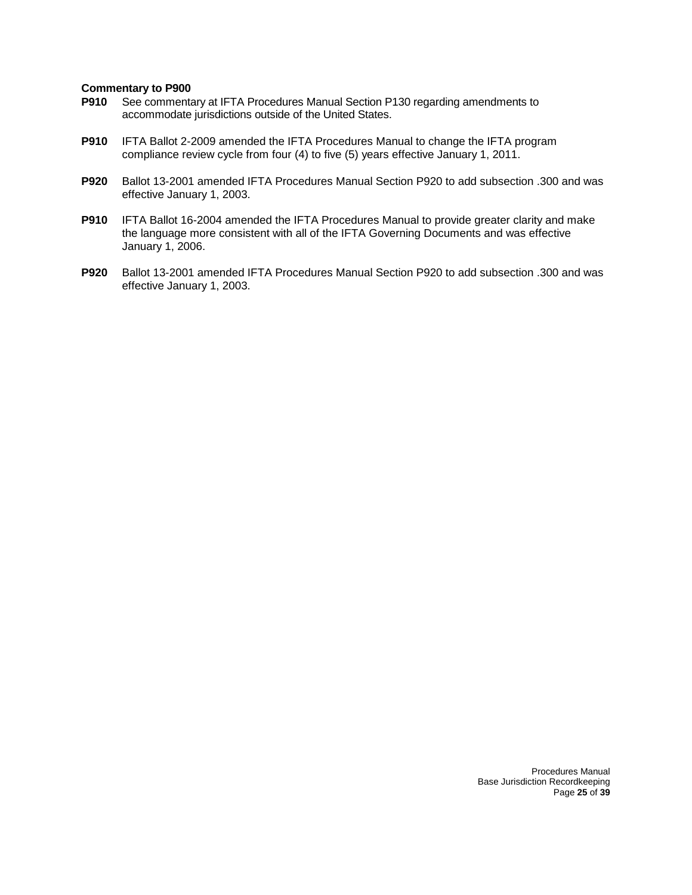**Commentary to P900**

**P910** See commentary at IFTA Procedures Manual Section P130 regarding amendments to accommodate jurisdictions outside of the United States.

**P910** IFTA Ballot 2-2009 amended the IFTA Procedures Manual to change the IFTA program compliance review cycle from four (4) to five (5) years effective January 1, 2011.

**P920** Ballot 13-2001 amended IFTA Procedures Manual Section P920 to add subsection .300 and was effective January 1, 2003.

**P910** IFTA Ballot 16-2004 amended the IFTA Procedures Manual to provide greater clarity and make the language more consistent with all of the IFTA Governing Documents and was effective January 1, 2006.

**P920** Ballot 13-2001 amended IFTA Procedures Manual Section P920 to add subsection .300 and was effective January 1, 2003.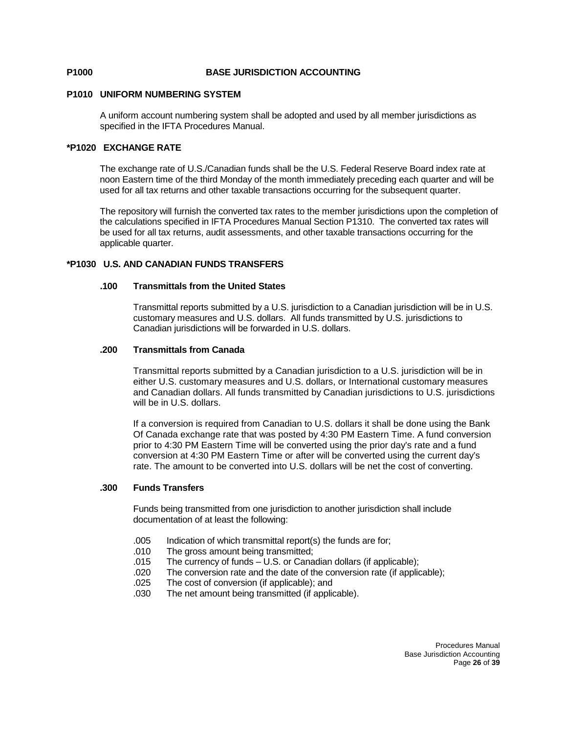# P1000 BASE JURISDICTION ACCOUNTING

## P1010 UNIFORM NUMBERING SYSTEM

A uniform account numbering system shall be adopted and used by all member jurisdictions as specified in the IFTA Procedures Manual.

## *P1020 EXCHANGE RATE

The exchange rate of U.S./Canadian funds shall be the U.S. Federal Reserve Board index rate at noon Eastern time of the third Monday of the month immediately preceding each quarter and will be used for all tax returns and other taxable transactions occurring for the subsequent quarter.

The repository will furnish the converted tax rates to the member jurisdictions upon the completion of the calculations specified in IFTA Procedures Manual Section P1310. The converted tax rates will be used for all tax returns, audit assessments, and other taxable transactions occurring for the applicable quarter.

## *P1030 U.S. AND CANADIAN FUNDS TRANSFERS

### .100 Transmittals from the United States

Transmittal reports submitted by a U.S. jurisdiction to a Canadian jurisdiction will be in U.S. customary measures and U.S. dollars. All funds transmitted by U.S. jurisdictions to Canadian jurisdictions will be forwarded in U.S. dollars.

### .200 Transmittals from Canada

Transmittal reports submitted by a Canadian jurisdiction to a U.S. jurisdiction will be in either U.S. customary measures and U.S. dollars, or International customary measures and Canadian dollars. All funds transmitted by Canadian jurisdictions to U.S. jurisdictions will be in U.S. dollars.

If a conversion is required from Canadian to U.S. dollars it shall be done using the Bank Of Canada exchange rate that was posted by 4:30 PM Eastern Time. A fund conversion prior to 4:30 PM Eastern Time will be converted using the prior day's rate and a fund conversion at 4:30 PM Eastern Time or after will be converted using the current day's rate. The amount to be converted into U.S. dollars will be net the cost of converting.

### .300 Funds Transfers

Funds being transmitted from one jurisdiction to another jurisdiction shall include documentation of at least the following:

- .005 Indication of which transmittal report(s) the funds are for;
- .010 The gross amount being transmitted;
- .015 The currency of funds – U.S. or Canadian dollars (if applicable);
- .020 The conversion rate and the date of the conversion rate (if applicable);
- .025 The cost of conversion (if applicable); and
- .030 The net amount being transmitted (if applicable).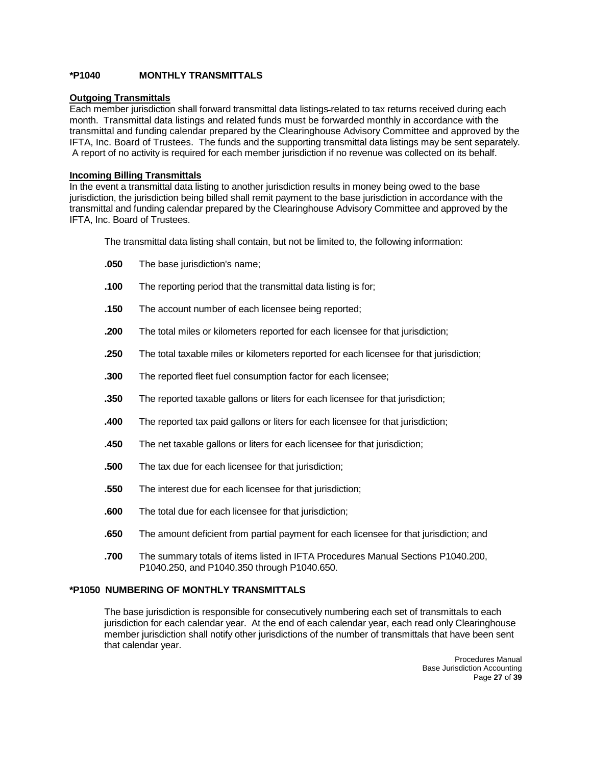## *P1040 MONTHLY TRANSMITTALS

**Outgoing Transmittals**

Each member jurisdiction shall forward transmittal data listings related to tax returns received during each month. Transmittal data listings and related funds must be forwarded monthly in accordance with the transmittal and funding calendar prepared by the Clearinghouse Advisory Committee and approved by the IFTA, Inc. Board of Trustees. The funds and the supporting transmittal data listings may be sent separately. A report of no activity is required for each member jurisdiction if no revenue was collected on its behalf.

**Incoming Billing Transmittals**

In the event a transmittal data listing to another jurisdiction results in money being owed to the base jurisdiction, the jurisdiction being billed shall remit payment to the base jurisdiction in accordance with the transmittal and funding calendar prepared by the Clearinghouse Advisory Committee and approved by the IFTA, Inc. Board of Trustees.

The transmittal data listing shall contain, but not be limited to, the following information:

**.050** The base jurisdiction's name;

**.100** The reporting period that the transmittal data listing is for;

**.150** The account number of each licensee being reported;

**.200** The total miles or kilometers reported for each licensee for that jurisdiction;

**.250** The total taxable miles or kilometers reported for each licensee for that jurisdiction;

**.300** The reported fleet fuel consumption factor for each licensee;

**.350** The reported taxable gallons or liters for each licensee for that jurisdiction;

**.400** The reported tax paid gallons or liters for each licensee for that jurisdiction;

**.450** The net taxable gallons or liters for each licensee for that jurisdiction;

**.500** The tax due for each licensee for that jurisdiction;

**.550** The interest due for each licensee for that jurisdiction;

**.600** The total due for each licensee for that jurisdiction;

**.650** The amount deficient from partial payment for each licensee for that jurisdiction; and

**.700** The summary totals of items listed in IFTA Procedures Manual Sections P1040.200, P1040.250, and P1040.350 through P1040.650.

## *P1050 NUMBERING OF MONTHLY TRANSMITTALS

The base jurisdiction is responsible for consecutively numbering each set of transmittals to each jurisdiction for each calendar year. At the end of each calendar year, each read only Clearinghouse member jurisdiction shall notify other jurisdictions of the number of transmittals that have been sent that calendar year.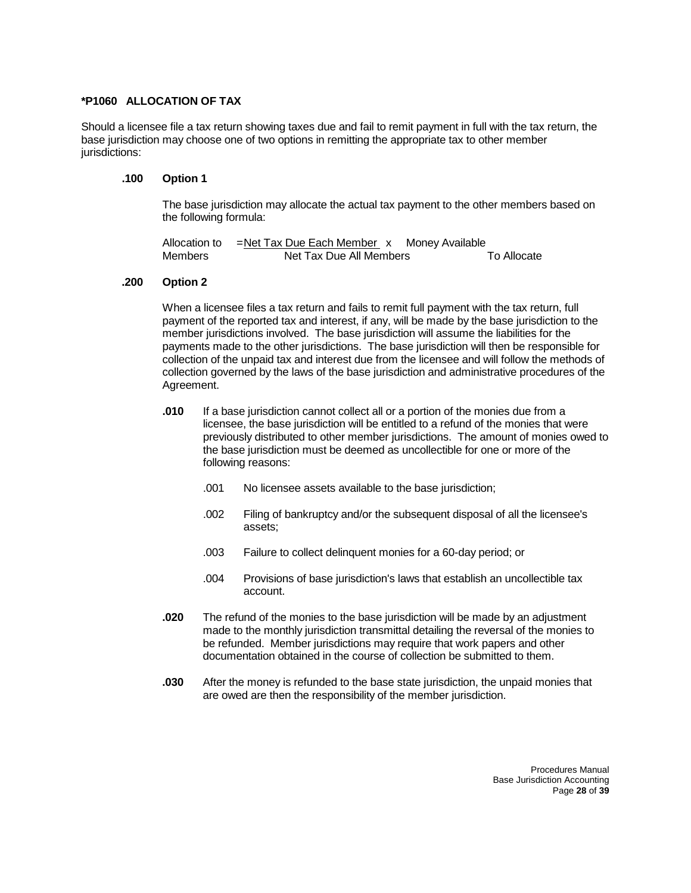**\*P1060 ALLOCATION OF TAX**

Should a licensee file a tax return showing taxes due and fail to remit payment in full with the tax return, the base jurisdiction may choose one of two options in remitting the appropriate tax to other member jurisdictions:

**.100 Option 1**

The base jurisdiction may allocate the actual tax payment to the other members based on the following formula:

$$\text{Allocation to Members} = \frac{\text{Net Tax Due Each Member}}{\text{Net Tax Due All Members}} \times \text{Money Available To Allocate}$$

**.200 Option 2**

When a licensee files a tax return and fails to remit full payment with the tax return, full payment of the reported tax and interest, if any, will be made by the base jurisdiction to the member jurisdictions involved. The base jurisdiction will assume the liabilities for the payments made to the other jurisdictions. The base jurisdiction will then be responsible for collection of the unpaid tax and interest due from the licensee and will follow the methods of collection governed by the laws of the base jurisdiction and administrative procedures of the Agreement.

**.010** If a base jurisdiction cannot collect all or a portion of the monies due from a licensee, the base jurisdiction will be entitled to a refund of the monies that were previously distributed to other member jurisdictions. The amount of monies owed to the base jurisdiction must be deemed as uncollectible for one or more of the following reasons:

- .001 No licensee assets available to the base jurisdiction;
- .002 Filing of bankruptcy and/or the subsequent disposal of all the licensee's assets;
- .003 Failure to collect delinquent monies for a 60-day period; or
- .004 Provisions of base jurisdiction's laws that establish an uncollectible tax account.

**.020** The refund of the monies to the base jurisdiction will be made by an adjustment made to the monthly jurisdiction transmittal detailing the reversal of the monies to be refunded. Member jurisdictions may require that work papers and other documentation obtained in the course of collection be submitted to them.

**.030** After the money is refunded to the base state jurisdiction, the unpaid monies that are owed are then the responsibility of the member jurisdiction.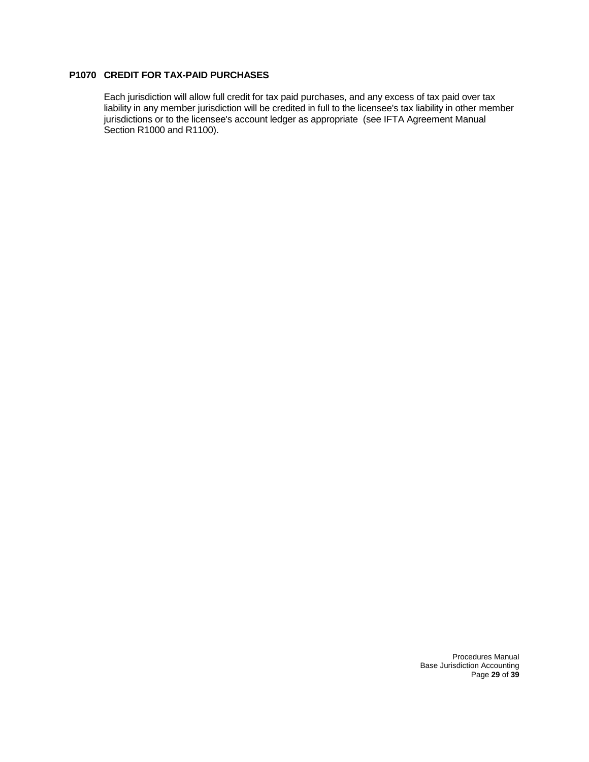### P1070 CREDIT FOR TAX-PAID PURCHASES

Each jurisdiction will allow full credit for tax paid purchases, and any excess of tax paid over tax liability in any member jurisdiction will be credited in full to the licensee's tax liability in other member jurisdictions or to the licensee's account ledger as appropriate (see IFTA Agreement Manual Section R1000 and R1100).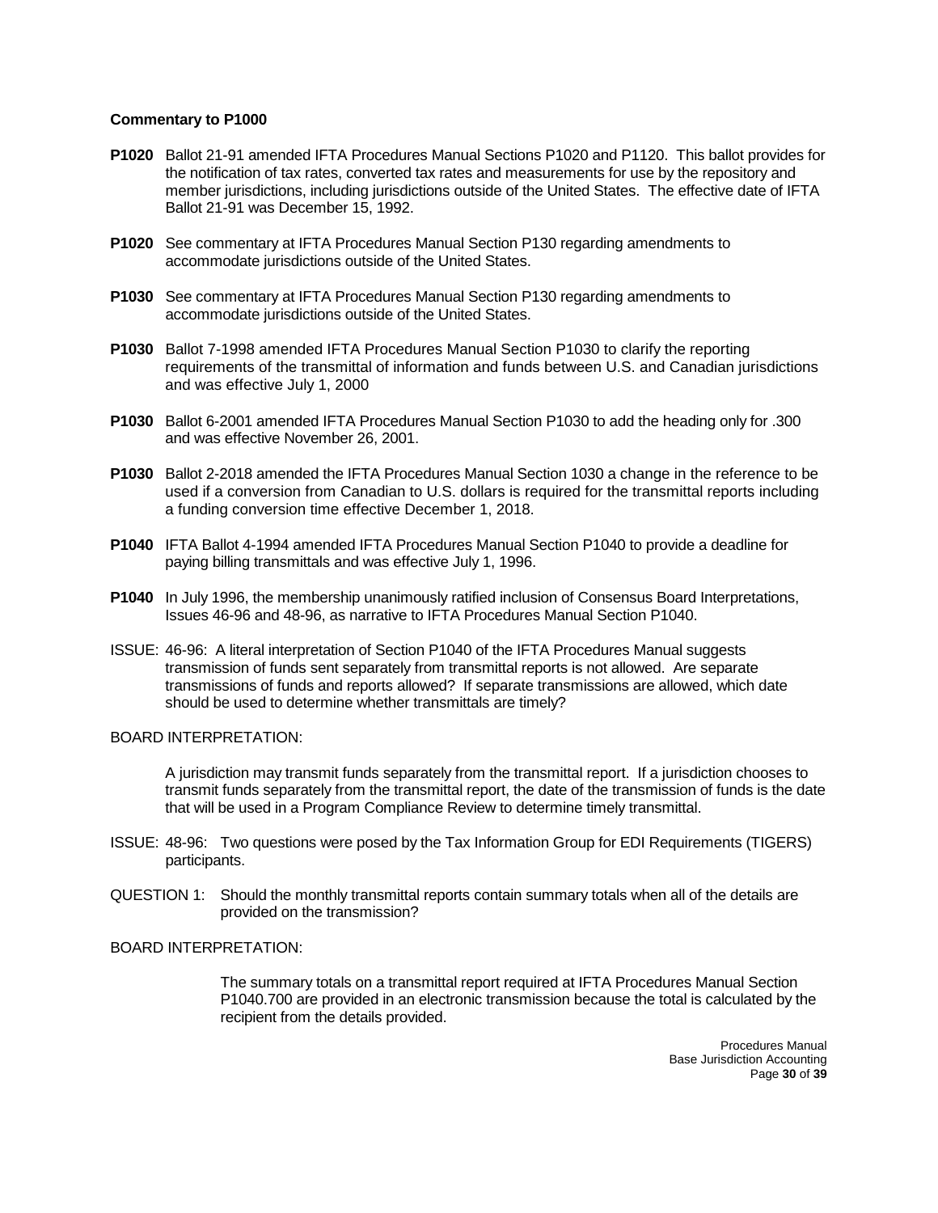**Commentary to P1000**

**P1020** Ballot 21-91 amended IFTA Procedures Manual Sections P1020 and P1120. This ballot provides for the notification of tax rates, converted tax rates and measurements for use by the repository and member jurisdictions, including jurisdictions outside of the United States. The effective date of IFTA Ballot 21-91 was December 15, 1992.

**P1020** See commentary at IFTA Procedures Manual Section P130 regarding amendments to accommodate jurisdictions outside of the United States.

**P1030** See commentary at IFTA Procedures Manual Section P130 regarding amendments to accommodate jurisdictions outside of the United States.

**P1030** Ballot 7-1998 amended IFTA Procedures Manual Section P1030 to clarify the reporting requirements of the transmittal of information and funds between U.S. and Canadian jurisdictions and was effective July 1, 2000

**P1030** Ballot 6-2001 amended IFTA Procedures Manual Section P1030 to add the heading only for .300 and was effective November 26, 2001.

**P1030** Ballot 2-2018 amended the IFTA Procedures Manual Section 1030 a change in the reference to be used if a conversion from Canadian to U.S. dollars is required for the transmittal reports including a funding conversion time effective December 1, 2018.

**P1040** IFTA Ballot 4-1994 amended IFTA Procedures Manual Section P1040 to provide a deadline for paying billing transmittals and was effective July 1, 1996.

**P1040** In July 1996, the membership unanimously ratified inclusion of Consensus Board Interpretations, Issues 46-96 and 48-96, as narrative to IFTA Procedures Manual Section P1040.

ISSUE: 46-96: A literal interpretation of Section P1040 of the IFTA Procedures Manual suggests transmission of funds sent separately from transmittal reports is not allowed. Are separate transmissions of funds and reports allowed? If separate transmissions are allowed, which date should be used to determine whether transmittals are timely?

BOARD INTERPRETATION:

A jurisdiction may transmit funds separately from the transmittal report. If a jurisdiction chooses to transmit funds separately from the transmittal report, the date of the transmission of funds is the date that will be used in a Program Compliance Review to determine timely transmittal.

ISSUE: 48-96: Two questions were posed by the Tax Information Group for EDI Requirements (TIGERS) participants.

QUESTION 1: Should the monthly transmittal reports contain summary totals when all of the details are provided on the transmission?

BOARD INTERPRETATION:

The summary totals on a transmittal report required at IFTA Procedures Manual Section P1040.700 are provided in an electronic transmission because the total is calculated by the recipient from the details provided.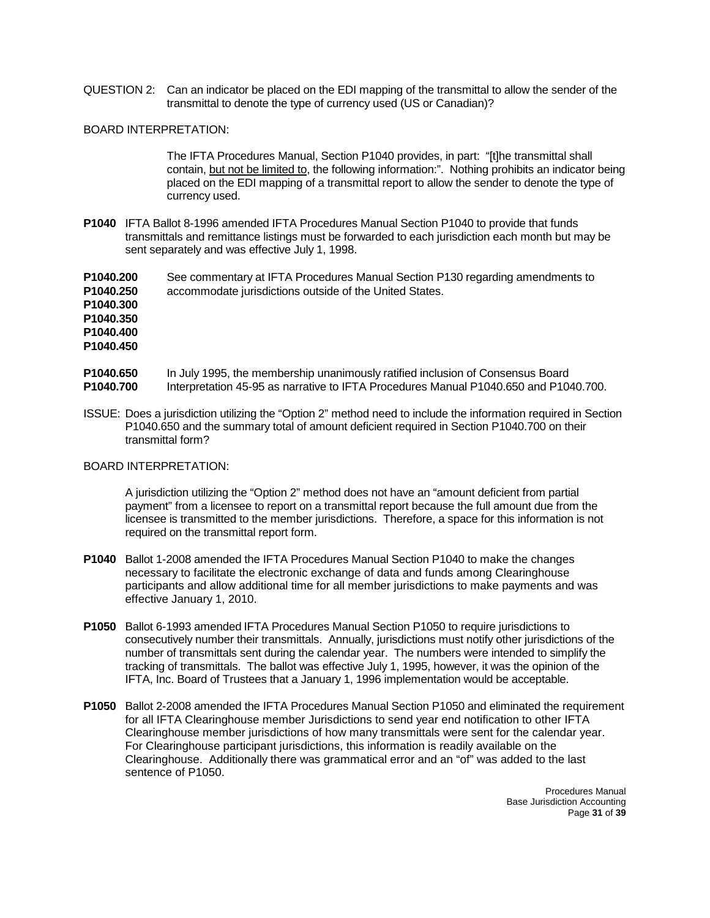QUESTION 2: Can an indicator be placed on the EDI mapping of the transmittal to allow the sender of the transmittal to denote the type of currency used (US or Canadian)?

BOARD INTERPRETATION:

The IFTA Procedures Manual, Section P1040 provides, in part: "[t]he transmittal shall contain, <u>but not be limited to</u>, the following information:". Nothing prohibits an indicator being placed on the EDI mapping of a transmittal report to allow the sender to denote the type of currency used.

**P1040** IFTA Ballot 8-1996 amended IFTA Procedures Manual Section P1040 to provide that funds transmittals and remittance listings must be forwarded to each jurisdiction each month but may be sent separately and was effective July 1, 1998.

**P1040.200**
**P1040.250**
**P1040.300**
**P1040.350**
**P1040.400**
**P1040.450**

See commentary at IFTA Procedures Manual Section P130 regarding amendments to accommodate jurisdictions outside of the United States.

**P1040.650**
**P1040.700**

In July 1995, the membership unanimously ratified inclusion of Consensus Board Interpretation 45-95 as narrative to IFTA Procedures Manual P1040.650 and P1040.700.

ISSUE: Does a jurisdiction utilizing the "Option 2" method need to include the information required in Section P1040.650 and the summary total of amount deficient required in Section P1040.700 on their transmittal form?

BOARD INTERPRETATION:

A jurisdiction utilizing the "Option 2" method does not have an "amount deficient from partial payment" from a licensee to report on a transmittal report because the full amount due from the licensee is transmitted to the member jurisdictions. Therefore, a space for this information is not required on the transmittal report form.

**P1040** Ballot 1-2008 amended the IFTA Procedures Manual Section P1040 to make the changes necessary to facilitate the electronic exchange of data and funds among Clearinghouse participants and allow additional time for all member jurisdictions to make payments and was effective January 1, 2010.

**P1050** Ballot 6-1993 amended IFTA Procedures Manual Section P1050 to require jurisdictions to consecutively number their transmittals. Annually, jurisdictions must notify other jurisdictions of the number of transmittals sent during the calendar year. The numbers were intended to simplify the tracking of transmittals. The ballot was effective July 1, 1995, however, it was the opinion of the IFTA, Inc. Board of Trustees that a January 1, 1996 implementation would be acceptable.

**P1050** Ballot 2-2008 amended the IFTA Procedures Manual Section P1050 and eliminated the requirement for all IFTA Clearinghouse member Jurisdictions to send year end notification to other IFTA Clearinghouse member jurisdictions of how many transmittals were sent for the calendar year. For Clearinghouse participant jurisdictions, this information is readily available on the Clearinghouse. Additionally there was grammatical error and an "of" was added to the last sentence of P1050.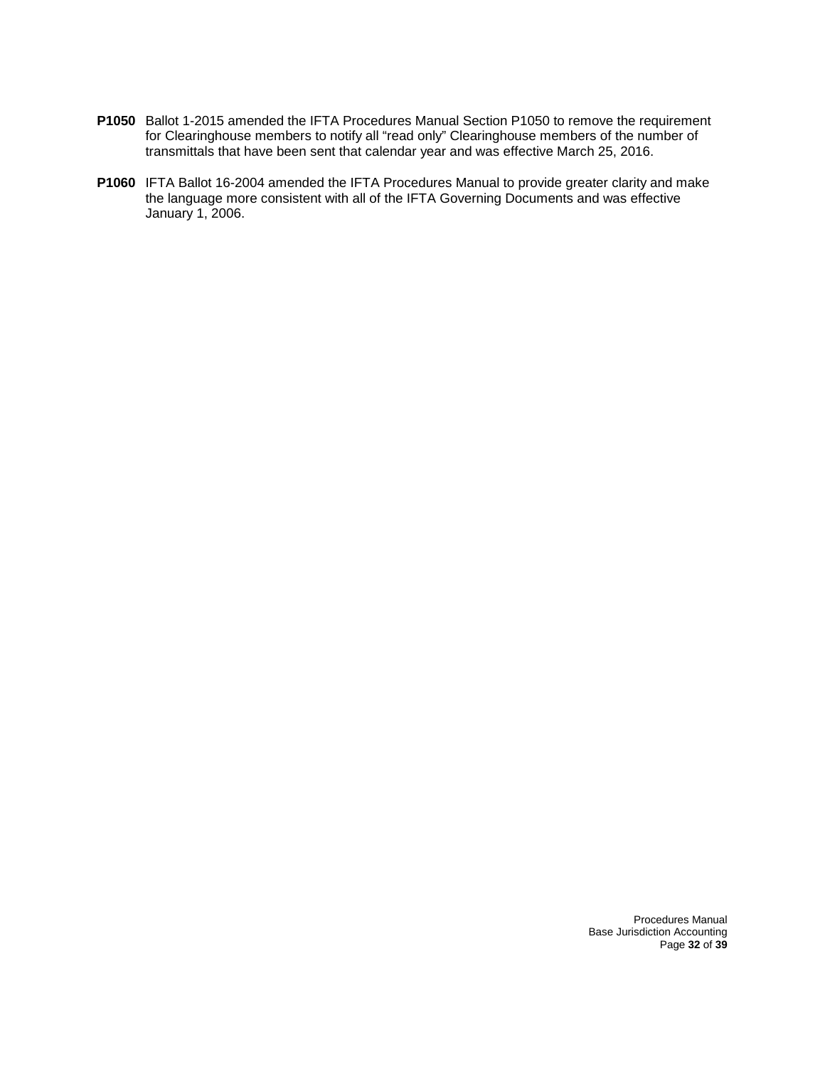**P1050** Ballot 1-2015 amended the IFTA Procedures Manual Section P1050 to remove the requirement for Clearinghouse members to notify all “read only” Clearinghouse members of the number of transmittals that have been sent that calendar year and was effective March 25, 2016.

**P1060** IFTA Ballot 16-2004 amended the IFTA Procedures Manual to provide greater clarity and make the language more consistent with all of the IFTA Governing Documents and was effective January 1, 2006.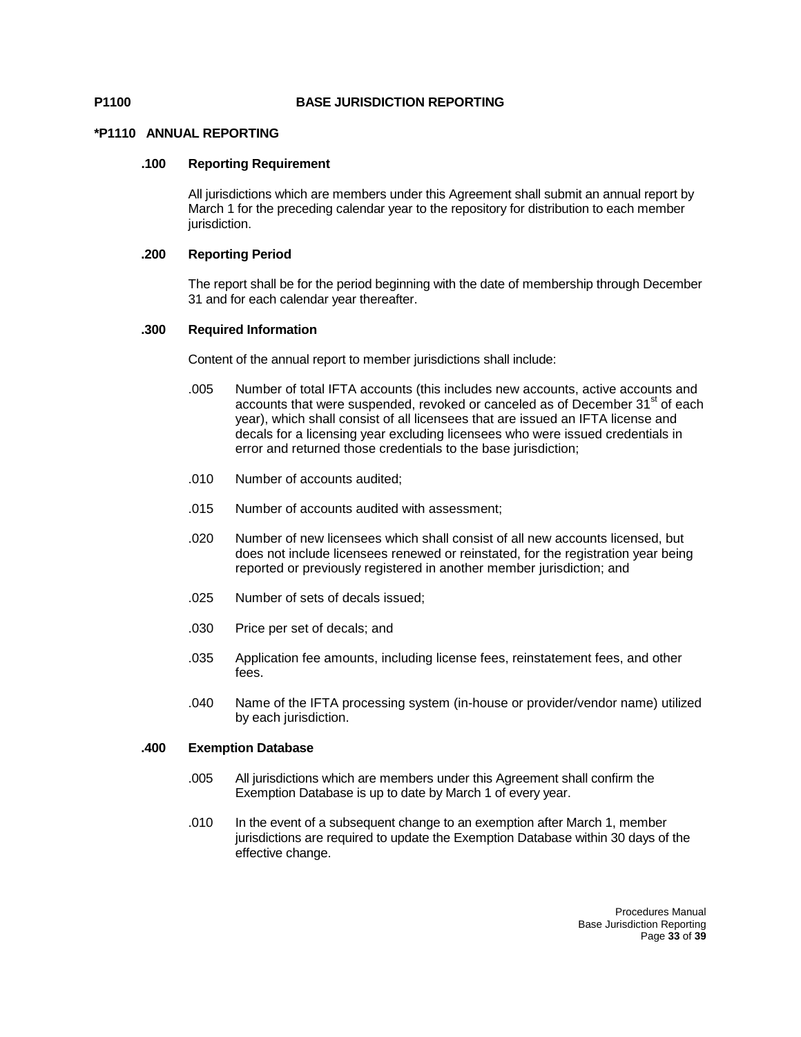## P1100 BASE JURISDICTION REPORTING

### *P1110 ANNUAL REPORTING

**.100 Reporting Requirement**

All jurisdictions which are members under this Agreement shall submit an annual report by March 1 for the preceding calendar year to the repository for distribution to each member jurisdiction.

**.200 Reporting Period**

The report shall be for the period beginning with the date of membership through December 31 and for each calendar year thereafter.

**.300 Required Information**

Content of the annual report to member jurisdictions shall include:

.005 Number of total IFTA accounts (this includes new accounts, active accounts and accounts that were suspended, revoked or canceled as of December 31st of each year), which shall consist of all licensees that are issued an IFTA license and decals for a licensing year excluding licensees who were issued credentials in error and returned those credentials to the base jurisdiction;

.010 Number of accounts audited;

.015 Number of accounts audited with assessment;

.020 Number of new licensees which shall consist of all new accounts licensed, but does not include licensees renewed or reinstated, for the registration year being reported or previously registered in another member jurisdiction; and

.025 Number of sets of decals issued;

.030 Price per set of decals; and

.035 Application fee amounts, including license fees, reinstatement fees, and other fees.

.040 Name of the IFTA processing system (in-house or provider/vendor name) utilized by each jurisdiction.

**.400 Exemption Database**

.005 All jurisdictions which are members under this Agreement shall confirm the Exemption Database is up to date by March 1 of every year.

.010 In the event of a subsequent change to an exemption after March 1, member jurisdictions are required to update the Exemption Database within 30 days of the effective change.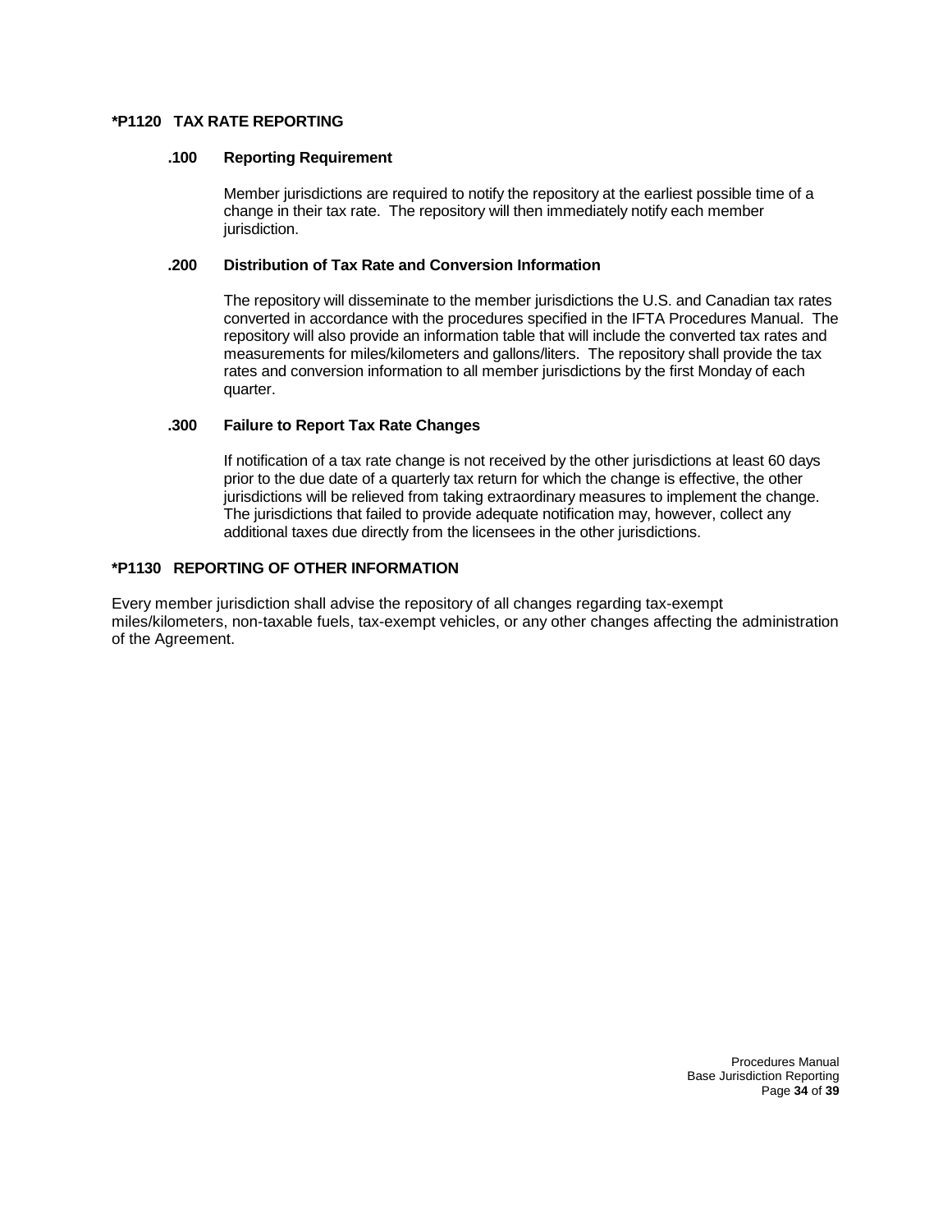## *P1120 TAX RATE REPORTING

### .100 Reporting Requirement

Member jurisdictions are required to notify the repository at the earliest possible time of a change in their tax rate. The repository will then immediately notify each member jurisdiction.

### .200 Distribution of Tax Rate and Conversion Information

The repository will disseminate to the member jurisdictions the U.S. and Canadian tax rates converted in accordance with the procedures specified in the IFTA Procedures Manual. The repository will also provide an information table that will include the converted tax rates and measurements for miles/kilometers and gallons/liters. The repository shall provide the tax rates and conversion information to all member jurisdictions by the first Monday of each quarter.

### .300 Failure to Report Tax Rate Changes

If notification of a tax rate change is not received by the other jurisdictions at least 60 days prior to the due date of a quarterly tax return for which the change is effective, the other jurisdictions will be relieved from taking extraordinary measures to implement the change. The jurisdictions that failed to provide adequate notification may, however, collect any additional taxes due directly from the licensees in the other jurisdictions.

## *P1130 REPORTING OF OTHER INFORMATION

Every member jurisdiction shall advise the repository of all changes regarding tax-exempt miles/kilometers, non-taxable fuels, tax-exempt vehicles, or any other changes affecting the administration of the Agreement.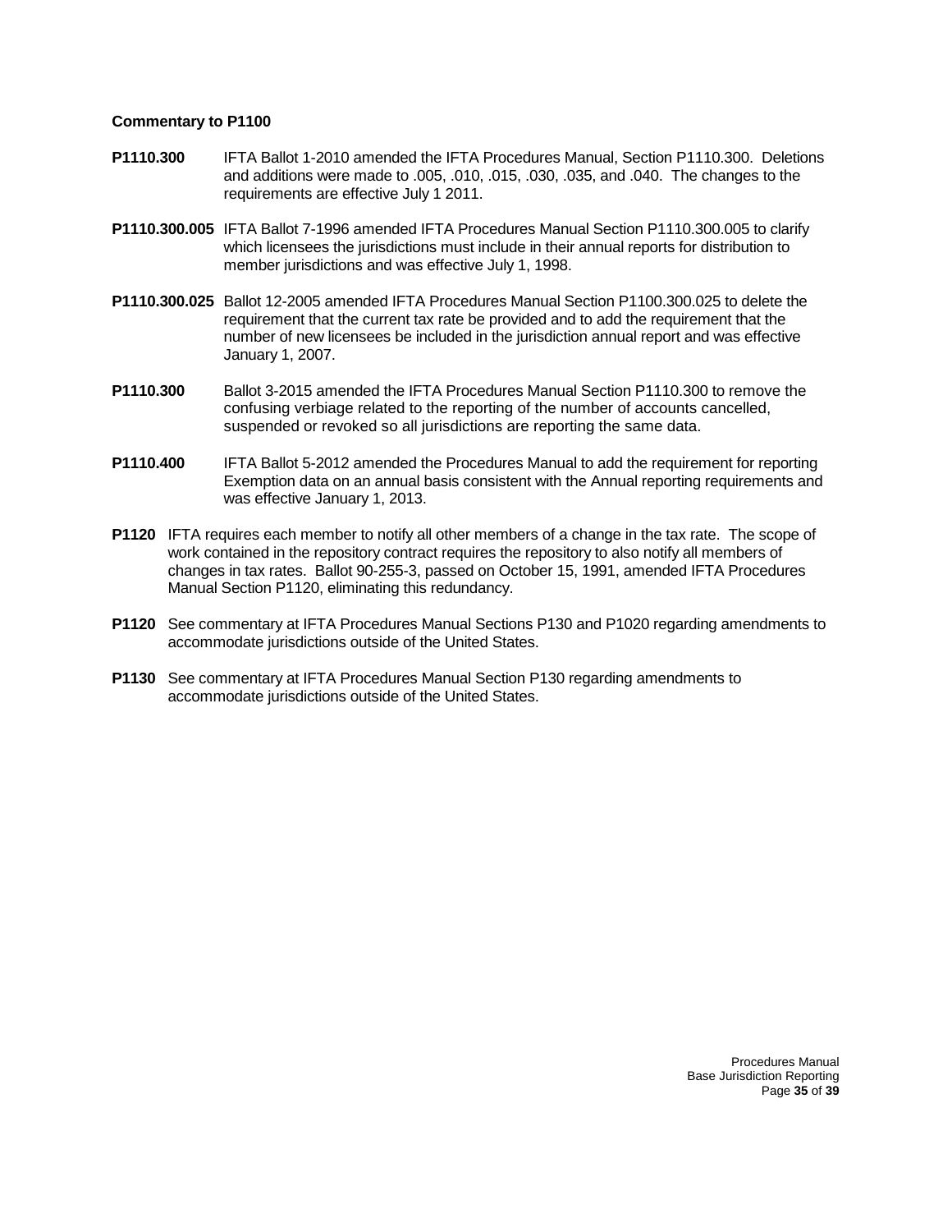**Commentary to P1100**

**P1110.300** IFTA Ballot 1-2010 amended the IFTA Procedures Manual, Section P1110.300. Deletions and additions were made to .005, .010, .015, .030, .035, and .040. The changes to the requirements are effective July 1 2011.

**P1110.300.005** IFTA Ballot 7-1996 amended IFTA Procedures Manual Section P1110.300.005 to clarify which licensees the jurisdictions must include in their annual reports for distribution to member jurisdictions and was effective July 1, 1998.

**P1110.300.025** Ballot 12-2005 amended IFTA Procedures Manual Section P1100.300.025 to delete the requirement that the current tax rate be provided and to add the requirement that the number of new licensees be included in the jurisdiction annual report and was effective January 1, 2007.

**P1110.300** Ballot 3-2015 amended the IFTA Procedures Manual Section P1110.300 to remove the confusing verbiage related to the reporting of the number of accounts cancelled, suspended or revoked so all jurisdictions are reporting the same data.

**P1110.400** IFTA Ballot 5-2012 amended the Procedures Manual to add the requirement for reporting Exemption data on an annual basis consistent with the Annual reporting requirements and was effective January 1, 2013.

**P1120** IFTA requires each member to notify all other members of a change in the tax rate. The scope of work contained in the repository contract requires the repository to also notify all members of changes in tax rates. Ballot 90-255-3, passed on October 15, 1991, amended IFTA Procedures Manual Section P1120, eliminating this redundancy.

**P1120** See commentary at IFTA Procedures Manual Sections P130 and P1020 regarding amendments to accommodate jurisdictions outside of the United States.

**P1130** See commentary at IFTA Procedures Manual Section P130 regarding amendments to accommodate jurisdictions outside of the United States.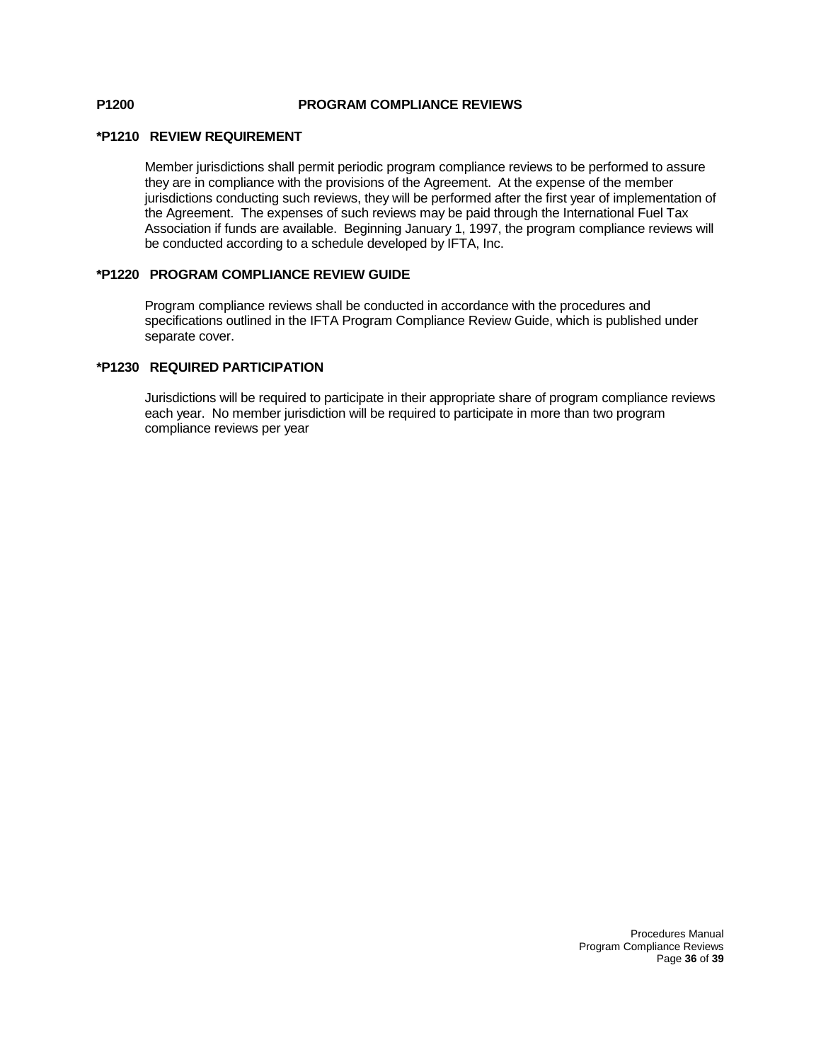## P1200 PROGRAM COMPLIANCE REVIEWS

### *P1210 REVIEW REQUIREMENT

Member jurisdictions shall permit periodic program compliance reviews to be performed to assure they are in compliance with the provisions of the Agreement. At the expense of the member jurisdictions conducting such reviews, they will be performed after the first year of implementation of the Agreement. The expenses of such reviews may be paid through the International Fuel Tax Association if funds are available. Beginning January 1, 1997, the program compliance reviews will be conducted according to a schedule developed by IFTA, Inc.

### *P1220 PROGRAM COMPLIANCE REVIEW GUIDE

Program compliance reviews shall be conducted in accordance with the procedures and specifications outlined in the IFTA Program Compliance Review Guide, which is published under separate cover.

### *P1230 REQUIRED PARTICIPATION

Jurisdictions will be required to participate in their appropriate share of program compliance reviews each year. No member jurisdiction will be required to participate in more than two program compliance reviews per year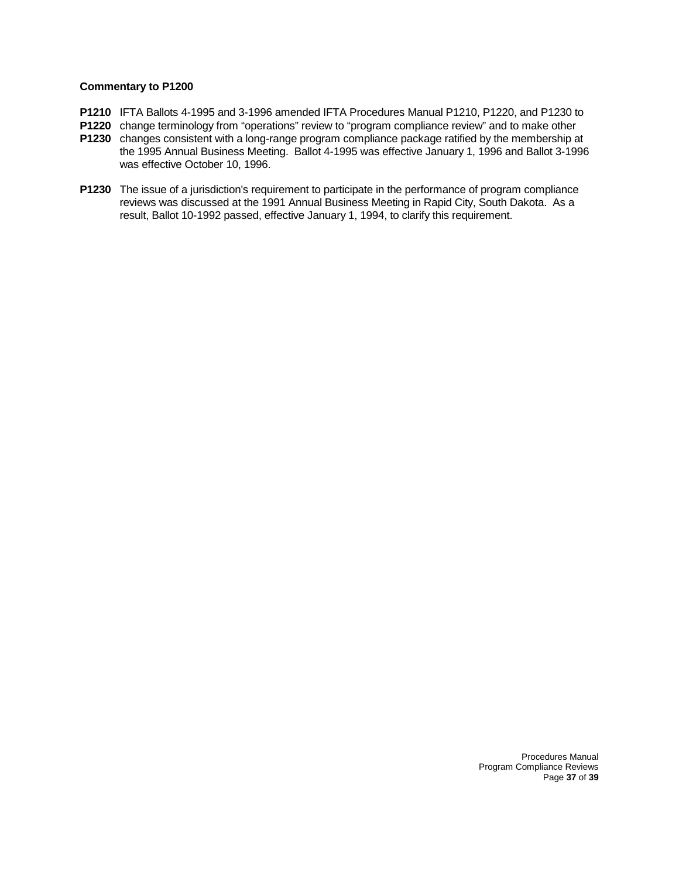**Commentary to P1200**

**P1210**
**P1220**
**P1230** IFTA Ballots 4-1995 and 3-1996 amended IFTA Procedures Manual P1210, P1220, and P1230 to change terminology from "operations" review to "program compliance review" and to make other changes consistent with a long-range program compliance package ratified by the membership at the 1995 Annual Business Meeting. Ballot 4-1995 was effective January 1, 1996 and Ballot 3-1996 was effective October 10, 1996.

**P1230** The issue of a jurisdiction's requirement to participate in the performance of program compliance reviews was discussed at the 1991 Annual Business Meeting in Rapid City, South Dakota. As a result, Ballot 10-1992 passed, effective January 1, 1994, to clarify this requirement.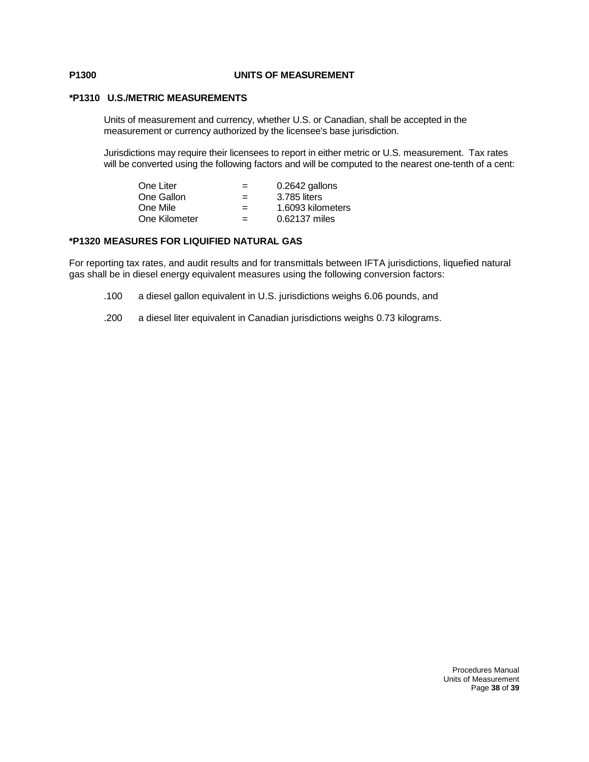## P1300 UNITS OF MEASUREMENT

### *P1310 U.S./METRIC MEASUREMENTS

Units of measurement and currency, whether U.S. or Canadian, shall be accepted in the measurement or currency authorized by the licensee's base jurisdiction.

Jurisdictions may require their licensees to report in either metric or U.S. measurement. Tax rates will be converted using the following factors and will be computed to the nearest one-tenth of a cent:

| | | |
|---|---|---|
| One Liter | = | 0.2642 gallons |
| One Gallon | = | 3.785 liters |
| One Mile | = | 1.6093 kilometers |
| One Kilometer | = | 0.62137 miles |

### *P1320 MEASURES FOR LIQUIFIED NATURAL GAS

For reporting tax rates, and audit results and for transmittals between IFTA jurisdictions, liquefied natural gas shall be in diesel energy equivalent measures using the following conversion factors:

.100 a diesel gallon equivalent in U.S. jurisdictions weighs 6.06 pounds, and

.200 a diesel liter equivalent in Canadian jurisdictions weighs 0.73 kilograms.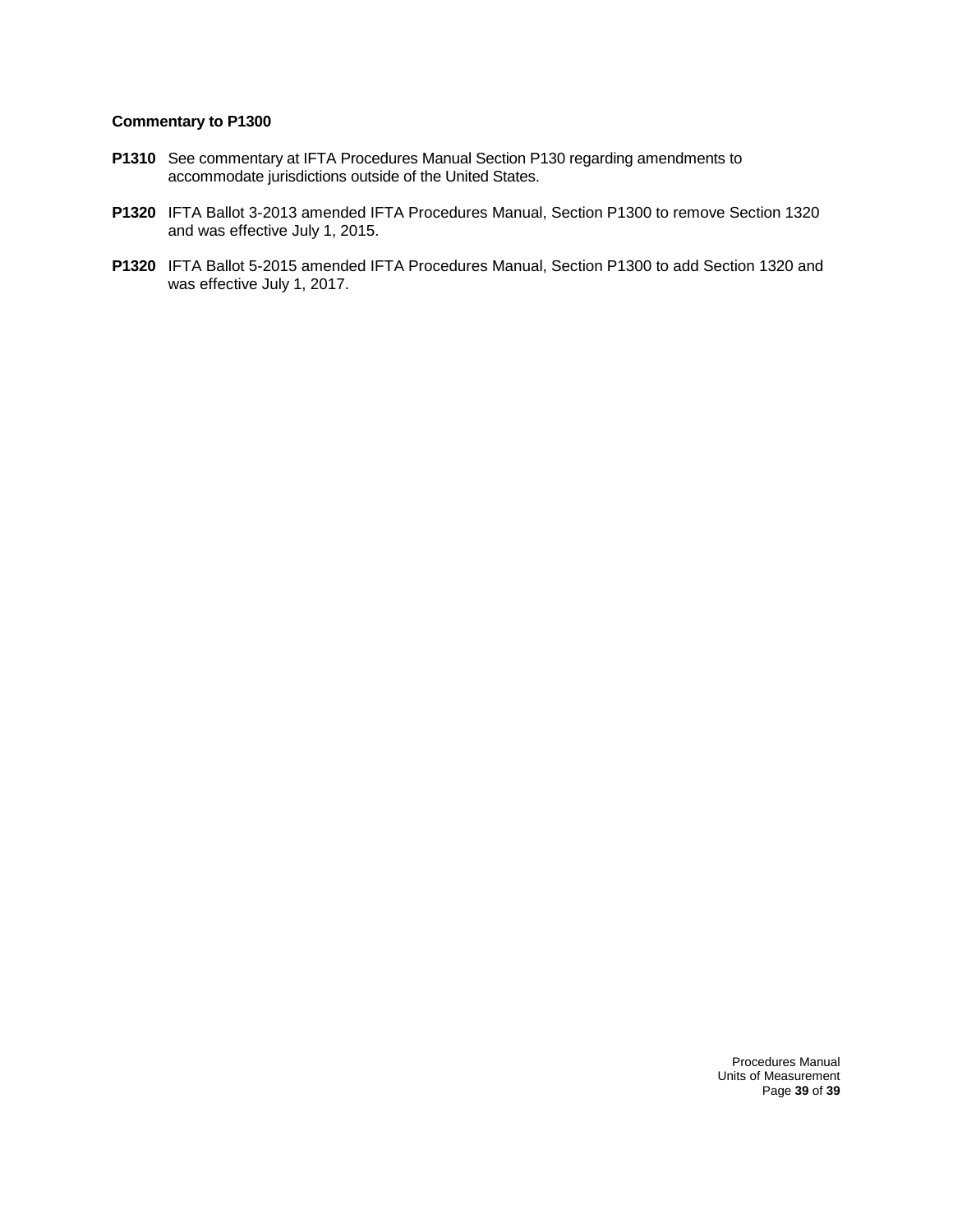**Commentary to P1300**

**P1310** See commentary at IFTA Procedures Manual Section P130 regarding amendments to accommodate jurisdictions outside of the United States.

**P1320** IFTA Ballot 3-2013 amended IFTA Procedures Manual, Section P1300 to remove Section 1320 and was effective July 1, 2015.

**P1320** IFTA Ballot 5-2015 amended IFTA Procedures Manual, Section P1300 to add Section 1320 and was effective July 1, 2017.